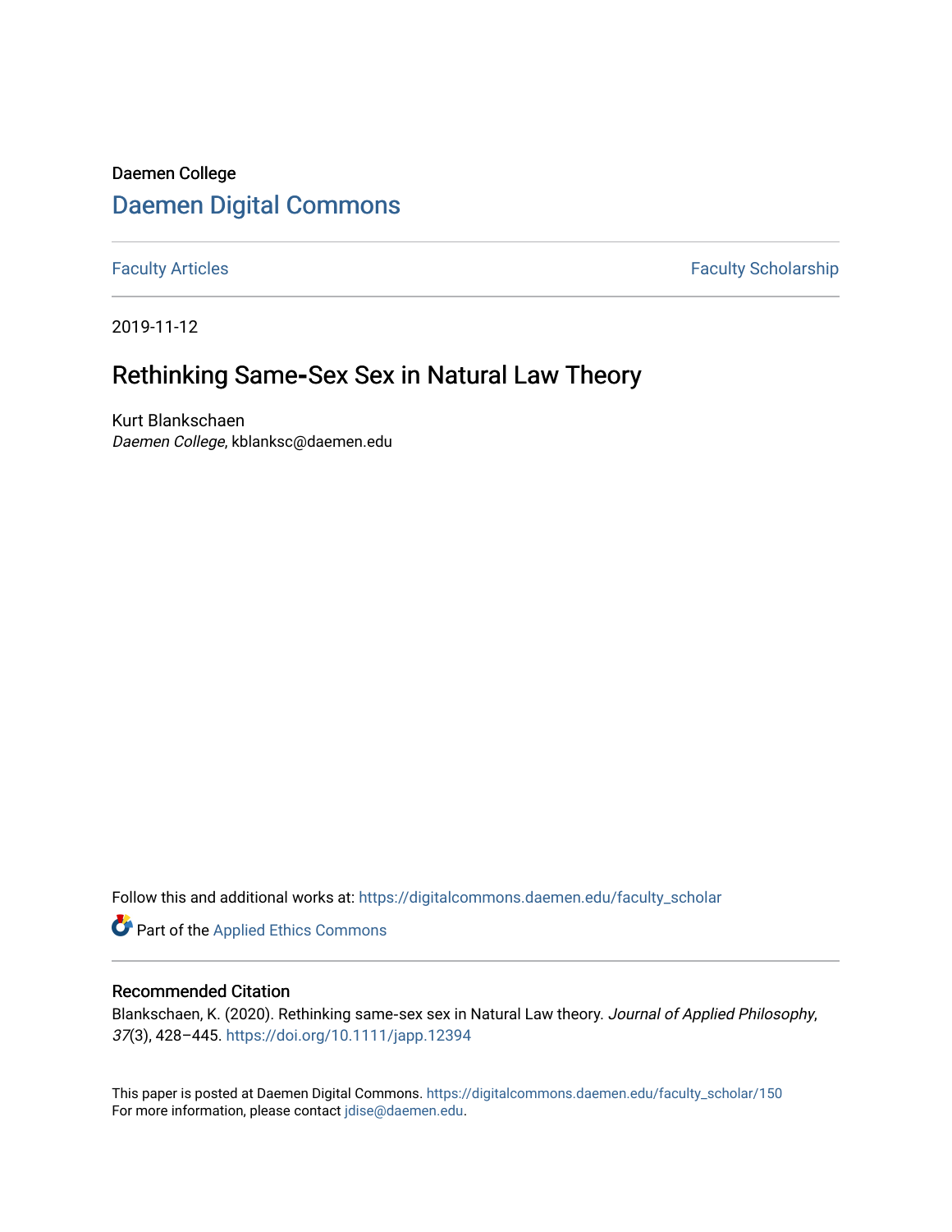Daemen College

## Daemen Digital Commons

Faculty Articles | Faculty Scholarship

2019-11-12

# Rethinking Same-Sex Sex in Natural Law Theory

Kurt Blankschaen
*Daemen College*, kblanksc@daemen.edu

Follow this and additional works at: https://digitalcommons.daemen.edu/faculty_scholar

Part of the Applied Ethics Commons

### Recommended Citation

Blankschaen, K. (2020). Rethinking same-sex sex in Natural Law theory. *Journal of Applied Philosophy*, *37*(3), 428–445. https://doi.org/10.1111/japp.12394

This paper is posted at Daemen Digital Commons. https://digitalcommons.daemen.edu/faculty_scholar/150
For more information, please contact jdise@daemen.edu.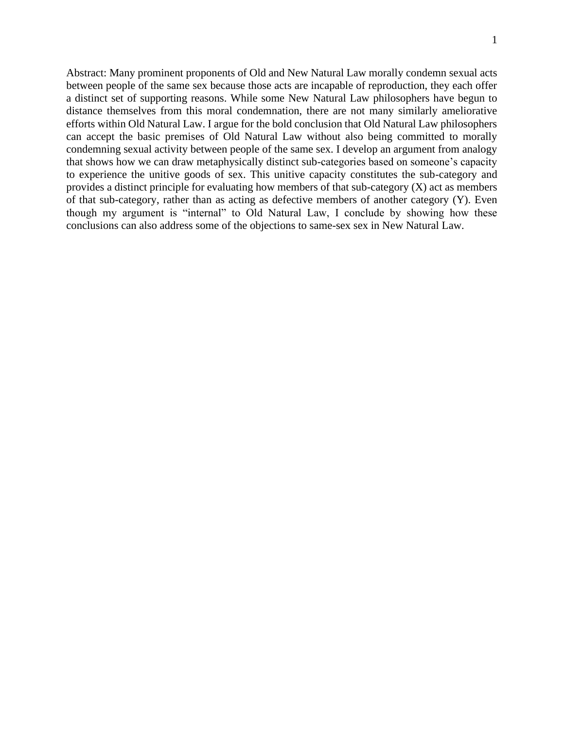Abstract: Many prominent proponents of Old and New Natural Law morally condemn sexual acts between people of the same sex because those acts are incapable of reproduction, they each offer a distinct set of supporting reasons. While some New Natural Law philosophers have begun to distance themselves from this moral condemnation, there are not many similarly ameliorative efforts within Old Natural Law. I argue for the bold conclusion that Old Natural Law philosophers can accept the basic premises of Old Natural Law without also being committed to morally condemning sexual activity between people of the same sex. I develop an argument from analogy that shows how we can draw metaphysically distinct sub-categories based on someone's capacity to experience the unitive goods of sex. This unitive capacity constitutes the sub-category and provides a distinct principle for evaluating how members of that sub-category (X) act as members of that sub-category, rather than as acting as defective members of another category (Y). Even though my argument is "internal" to Old Natural Law, I conclude by showing how these conclusions can also address some of the objections to same-sex sex in New Natural Law.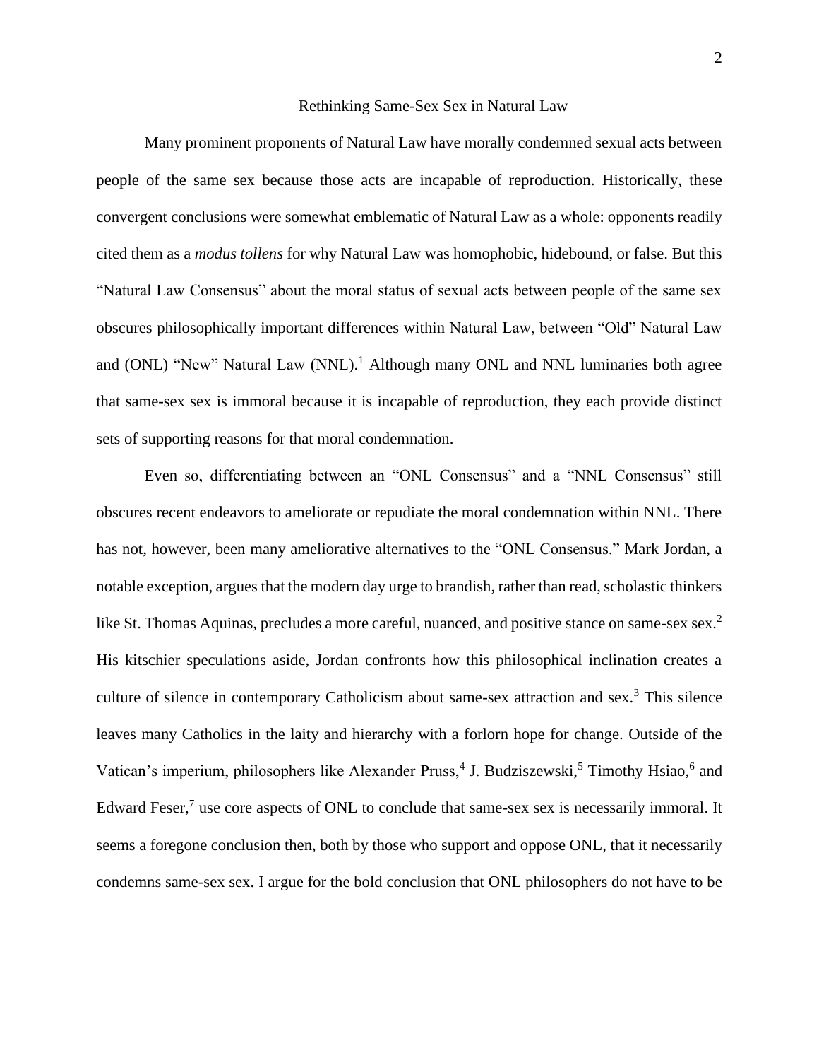## Rethinking Same-Sex Sex in Natural Law

Many prominent proponents of Natural Law have morally condemned sexual acts between people of the same sex because those acts are incapable of reproduction. Historically, these convergent conclusions were somewhat emblematic of Natural Law as a whole: opponents readily cited them as a *modus tollens* for why Natural Law was homophobic, hidebound, or false. But this "Natural Law Consensus" about the moral status of sexual acts between people of the same sex obscures philosophically important differences within Natural Law, between "Old" Natural Law and (ONL) "New" Natural Law (NNL).[1] Although many ONL and NNL luminaries both agree that same-sex sex is immoral because it is incapable of reproduction, they each provide distinct sets of supporting reasons for that moral condemnation.

Even so, differentiating between an "ONL Consensus" and a "NNL Consensus" still obscures recent endeavors to ameliorate or repudiate the moral condemnation within NNL. There has not, however, been many ameliorative alternatives to the "ONL Consensus." Mark Jordan, a notable exception, argues that the modern day urge to brandish, rather than read, scholastic thinkers like St. Thomas Aquinas, precludes a more careful, nuanced, and positive stance on same-sex sex.[2] His kitschier speculations aside, Jordan confronts how this philosophical inclination creates a culture of silence in contemporary Catholicism about same-sex attraction and sex.[3] This silence leaves many Catholics in the laity and hierarchy with a forlorn hope for change. Outside of the Vatican's imperium, philosophers like Alexander Pruss,[4] J. Budziszewski,[5] Timothy Hsiao,[6] and Edward Feser,[7] use core aspects of ONL to conclude that same-sex sex is necessarily immoral. It seems a foregone conclusion then, both by those who support and oppose ONL, that it necessarily condemns same-sex sex. I argue for the bold conclusion that ONL philosophers do not have to be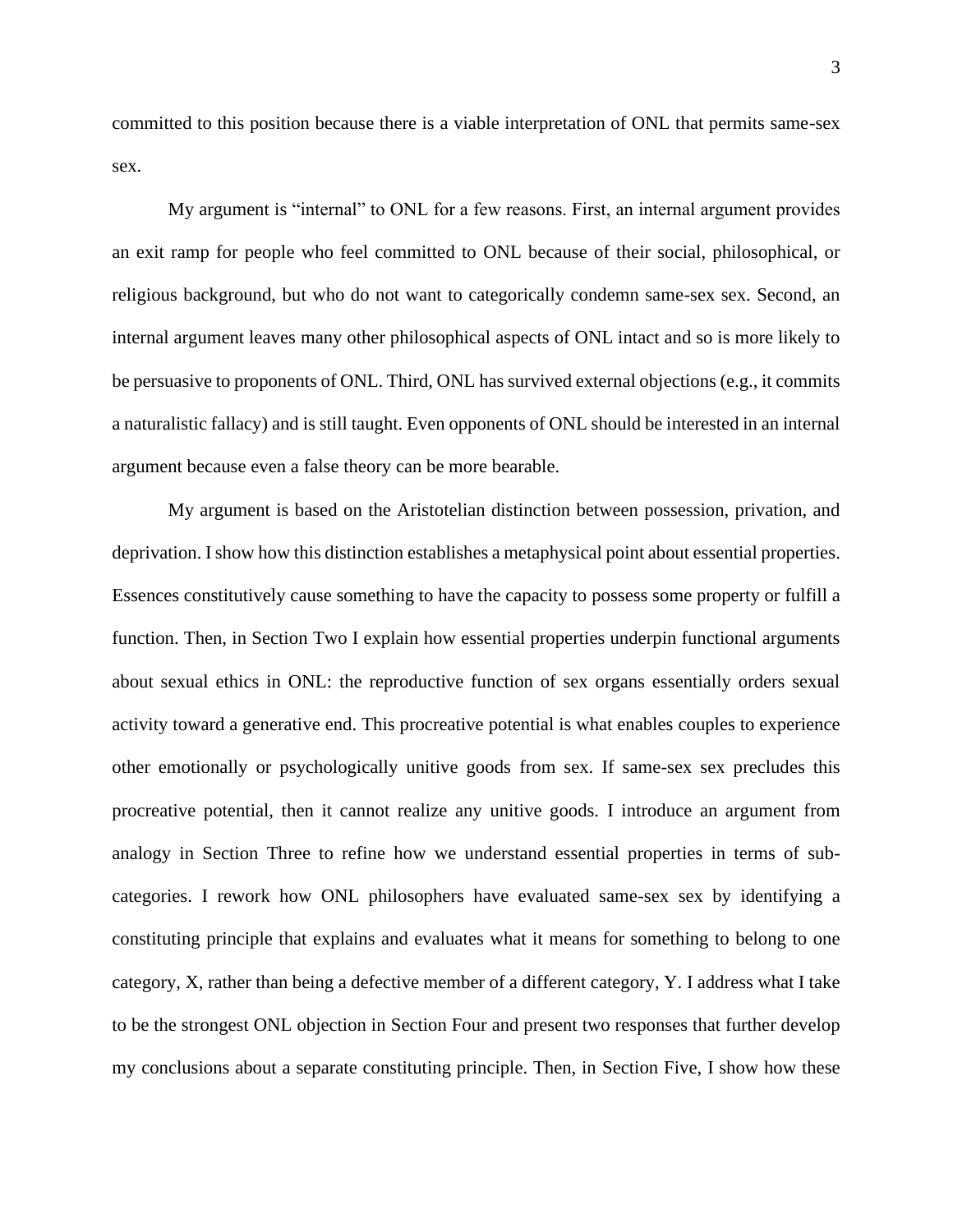committed to this position because there is a viable interpretation of ONL that permits same-sex sex.

My argument is "internal" to ONL for a few reasons. First, an internal argument provides an exit ramp for people who feel committed to ONL because of their social, philosophical, or religious background, but who do not want to categorically condemn same-sex sex. Second, an internal argument leaves many other philosophical aspects of ONL intact and so is more likely to be persuasive to proponents of ONL. Third, ONL has survived external objections (e.g., it commits a naturalistic fallacy) and is still taught. Even opponents of ONL should be interested in an internal argument because even a false theory can be more bearable.

My argument is based on the Aristotelian distinction between possession, privation, and deprivation. I show how this distinction establishes a metaphysical point about essential properties. Essences constitutively cause something to have the capacity to possess some property or fulfill a function. Then, in Section Two I explain how essential properties underpin functional arguments about sexual ethics in ONL: the reproductive function of sex organs essentially orders sexual activity toward a generative end. This procreative potential is what enables couples to experience other emotionally or psychologically unitive goods from sex. If same-sex sex precludes this procreative potential, then it cannot realize any unitive goods. I introduce an argument from analogy in Section Three to refine how we understand essential properties in terms of sub-categories. I rework how ONL philosophers have evaluated same-sex sex by identifying a constituting principle that explains and evaluates what it means for something to belong to one category, X, rather than being a defective member of a different category, Y. I address what I take to be the strongest ONL objection in Section Four and present two responses that further develop my conclusions about a separate constituting principle. Then, in Section Five, I show how these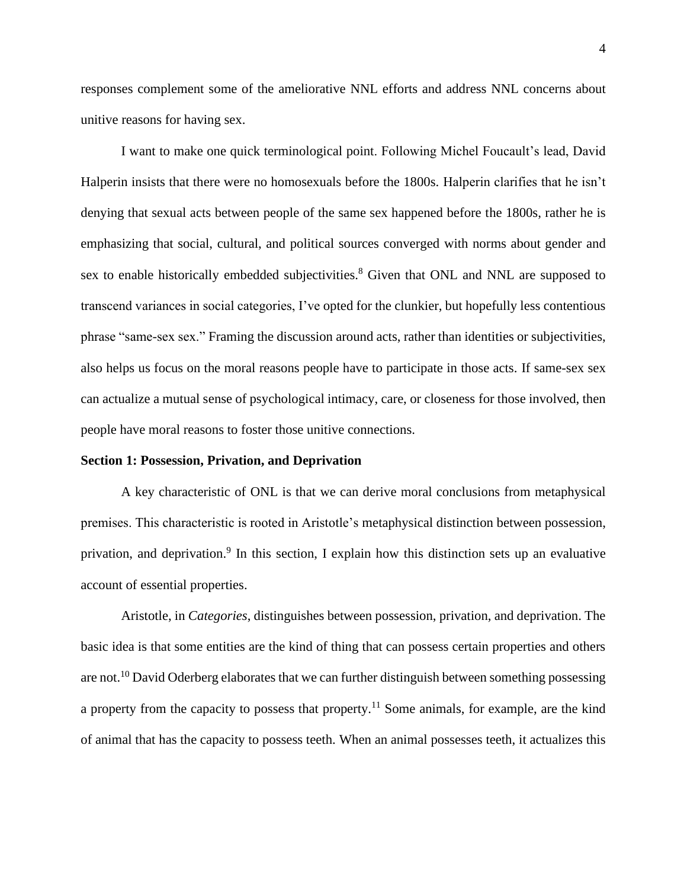responses complement some of the ameliorative NNL efforts and address NNL concerns about unitive reasons for having sex.

I want to make one quick terminological point. Following Michel Foucault's lead, David Halperin insists that there were no homosexuals before the 1800s. Halperin clarifies that he isn't denying that sexual acts between people of the same sex happened before the 1800s, rather he is emphasizing that social, cultural, and political sources converged with norms about gender and sex to enable historically embedded subjectivities.[8] Given that ONL and NNL are supposed to transcend variances in social categories, I've opted for the clunkier, but hopefully less contentious phrase "same-sex sex." Framing the discussion around acts, rather than identities or subjectivities, also helps us focus on the moral reasons people have to participate in those acts. If same-sex sex can actualize a mutual sense of psychological intimacy, care, or closeness for those involved, then people have moral reasons to foster those unitive connections.

## Section 1: Possession, Privation, and Deprivation

A key characteristic of ONL is that we can derive moral conclusions from metaphysical premises. This characteristic is rooted in Aristotle's metaphysical distinction between possession, privation, and deprivation.[9] In this section, I explain how this distinction sets up an evaluative account of essential properties.

Aristotle, in *Categories*, distinguishes between possession, privation, and deprivation. The basic idea is that some entities are the kind of thing that can possess certain properties and others are not.[10] David Oderberg elaborates that we can further distinguish between something possessing a property from the capacity to possess that property.[11] Some animals, for example, are the kind of animal that has the capacity to possess teeth. When an animal possesses teeth, it actualizes this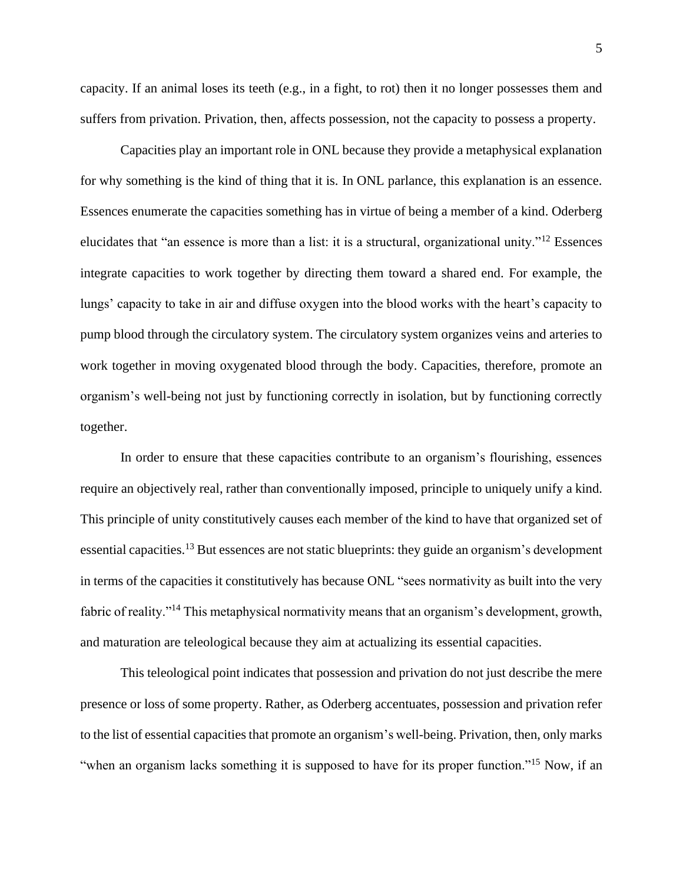capacity. If an animal loses its teeth (e.g., in a fight, to rot) then it no longer possesses them and suffers from privation. Privation, then, affects possession, not the capacity to possess a property.

Capacities play an important role in ONL because they provide a metaphysical explanation for why something is the kind of thing that it is. In ONL parlance, this explanation is an essence. Essences enumerate the capacities something has in virtue of being a member of a kind. Oderberg elucidates that "an essence is more than a list: it is a structural, organizational unity."[12] Essences integrate capacities to work together by directing them toward a shared end. For example, the lungs' capacity to take in air and diffuse oxygen into the blood works with the heart's capacity to pump blood through the circulatory system. The circulatory system organizes veins and arteries to work together in moving oxygenated blood through the body. Capacities, therefore, promote an organism's well-being not just by functioning correctly in isolation, but by functioning correctly together.

In order to ensure that these capacities contribute to an organism's flourishing, essences require an objectively real, rather than conventionally imposed, principle to uniquely unify a kind. This principle of unity constitutively causes each member of the kind to have that organized set of essential capacities.[13] But essences are not static blueprints: they guide an organism's development in terms of the capacities it constitutively has because ONL "sees normativity as built into the very fabric of reality."[14] This metaphysical normativity means that an organism's development, growth, and maturation are teleological because they aim at actualizing its essential capacities.

This teleological point indicates that possession and privation do not just describe the mere presence or loss of some property. Rather, as Oderberg accentuates, possession and privation refer to the list of essential capacities that promote an organism's well-being. Privation, then, only marks "when an organism lacks something it is supposed to have for its proper function."[15] Now, if an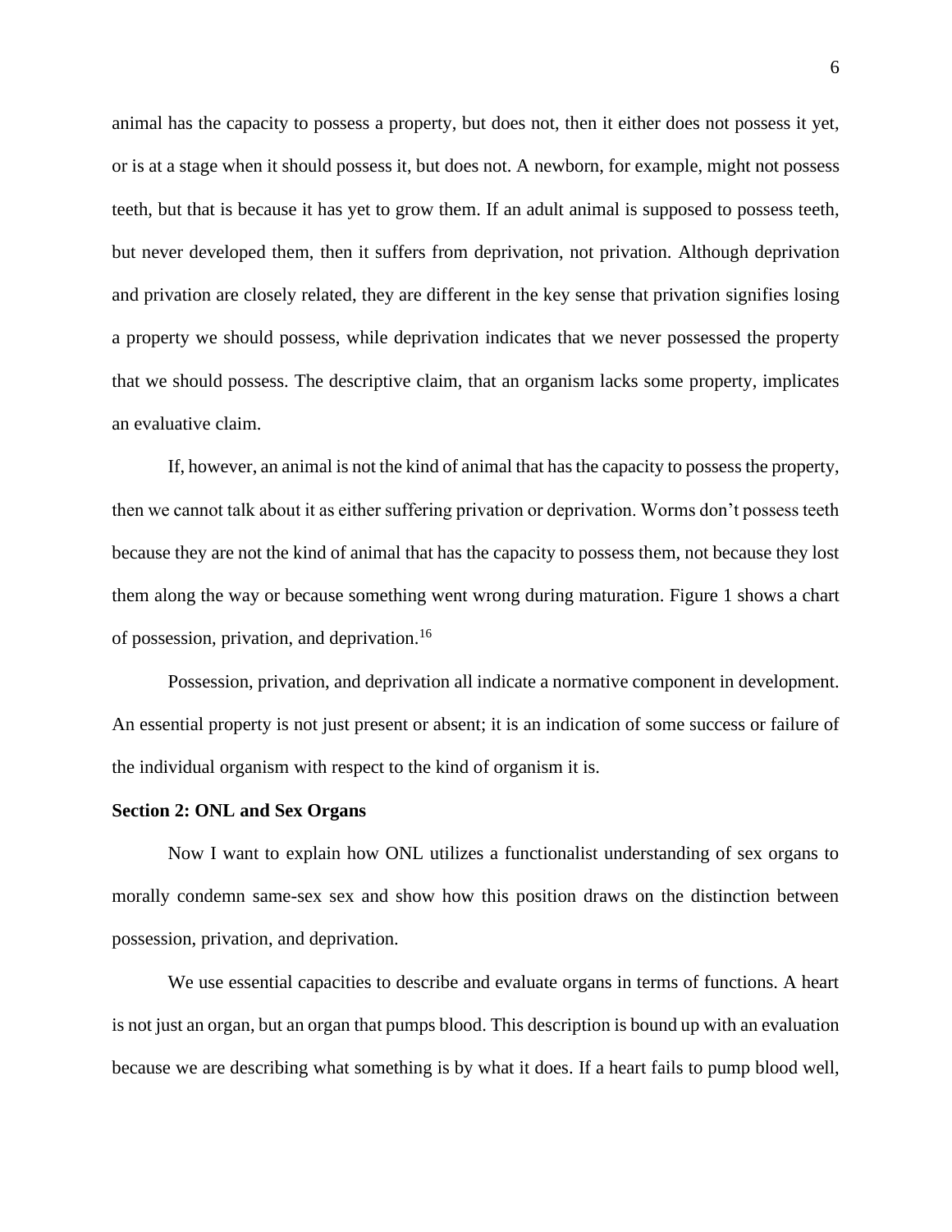animal has the capacity to possess a property, but does not, then it either does not possess it yet, or is at a stage when it should possess it, but does not. A newborn, for example, might not possess teeth, but that is because it has yet to grow them. If an adult animal is supposed to possess teeth, but never developed them, then it suffers from deprivation, not privation. Although deprivation and privation are closely related, they are different in the key sense that privation signifies losing a property we should possess, while deprivation indicates that we never possessed the property that we should possess. The descriptive claim, that an organism lacks some property, implicates an evaluative claim.

If, however, an animal is not the kind of animal that has the capacity to possess the property, then we cannot talk about it as either suffering privation or deprivation. Worms don't possess teeth because they are not the kind of animal that has the capacity to possess them, not because they lost them along the way or because something went wrong during maturation. Figure 1 shows a chart of possession, privation, and deprivation.[16]

Possession, privation, and deprivation all indicate a normative component in development. An essential property is not just present or absent; it is an indication of some success or failure of the individual organism with respect to the kind of organism it is.

**Section 2: ONL and Sex Organs**

Now I want to explain how ONL utilizes a functionalist understanding of sex organs to morally condemn same-sex sex and show how this position draws on the distinction between possession, privation, and deprivation.

We use essential capacities to describe and evaluate organs in terms of functions. A heart is not just an organ, but an organ that pumps blood. This description is bound up with an evaluation because we are describing what something is by what it does. If a heart fails to pump blood well,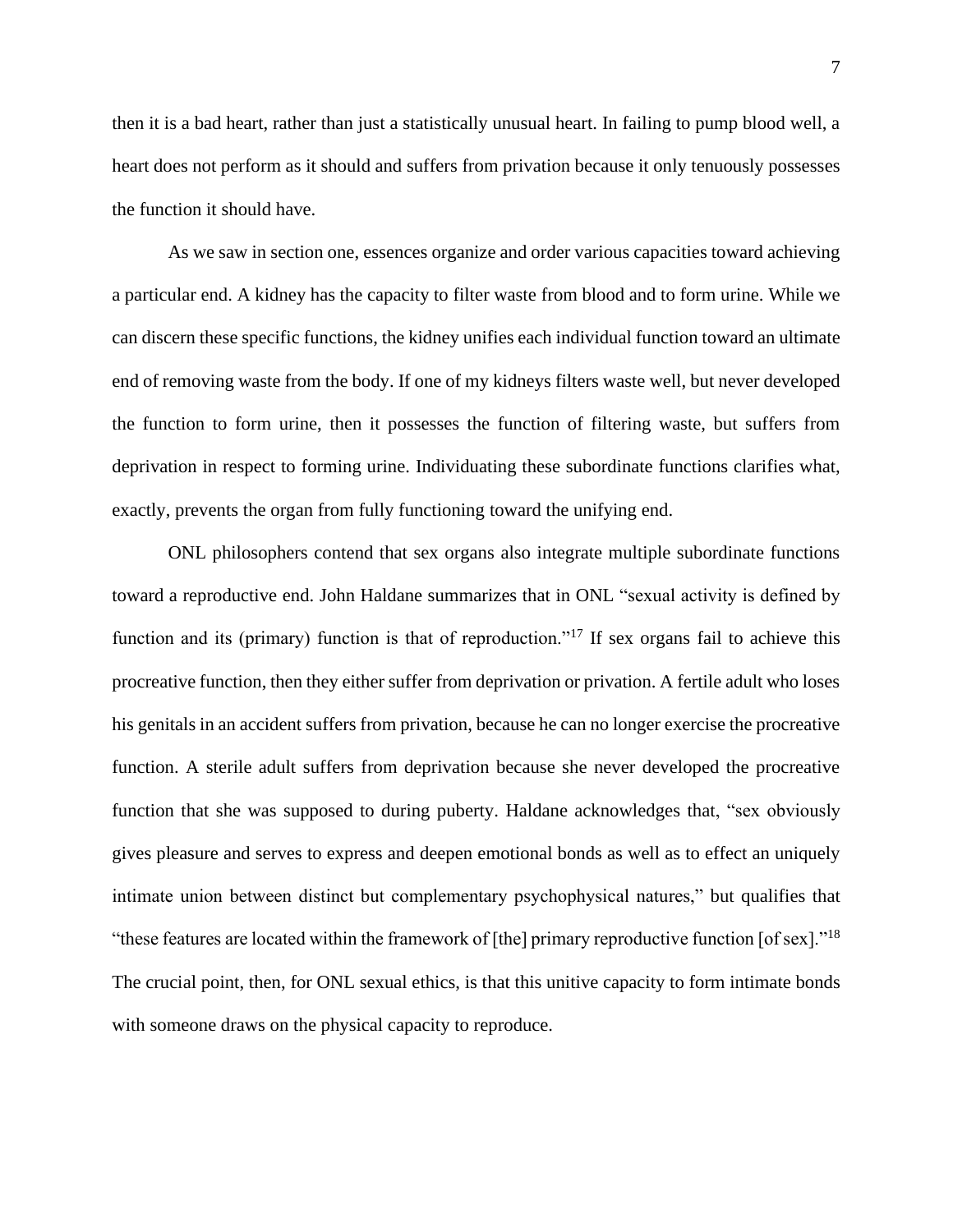then it is a bad heart, rather than just a statistically unusual heart. In failing to pump blood well, a heart does not perform as it should and suffers from privation because it only tenuously possesses the function it should have.

As we saw in section one, essences organize and order various capacities toward achieving a particular end. A kidney has the capacity to filter waste from blood and to form urine. While we can discern these specific functions, the kidney unifies each individual function toward an ultimate end of removing waste from the body. If one of my kidneys filters waste well, but never developed the function to form urine, then it possesses the function of filtering waste, but suffers from deprivation in respect to forming urine. Individuating these subordinate functions clarifies what, exactly, prevents the organ from fully functioning toward the unifying end.

ONL philosophers contend that sex organs also integrate multiple subordinate functions toward a reproductive end. John Haldane summarizes that in ONL "sexual activity is defined by function and its (primary) function is that of reproduction."[17] If sex organs fail to achieve this procreative function, then they either suffer from deprivation or privation. A fertile adult who loses his genitals in an accident suffers from privation, because he can no longer exercise the procreative function. A sterile adult suffers from deprivation because she never developed the procreative function that she was supposed to during puberty. Haldane acknowledges that, "sex obviously gives pleasure and serves to express and deepen emotional bonds as well as to effect an uniquely intimate union between distinct but complementary psychophysical natures," but qualifies that "these features are located within the framework of [the] primary reproductive function [of sex]."[18] The crucial point, then, for ONL sexual ethics, is that this unitive capacity to form intimate bonds with someone draws on the physical capacity to reproduce.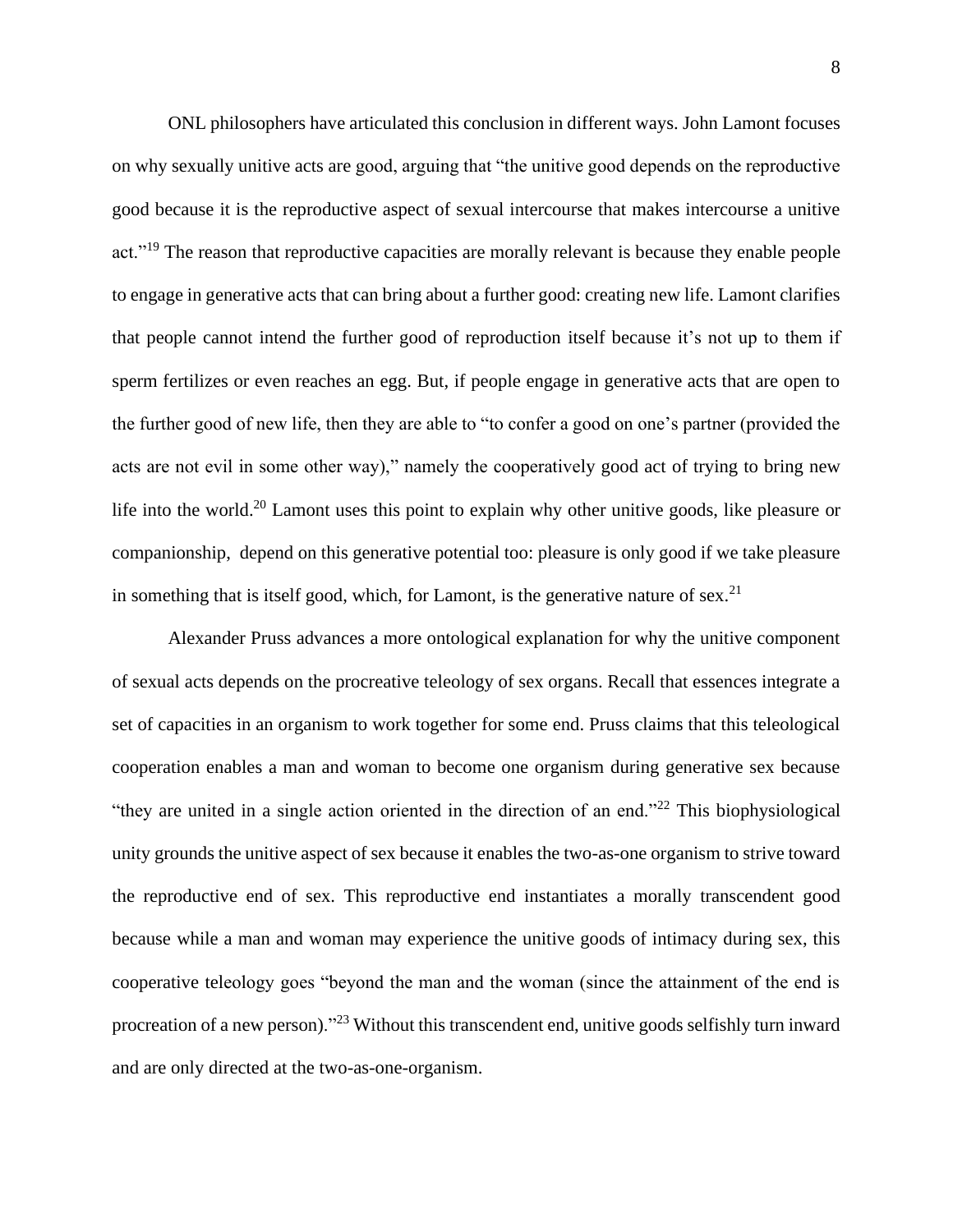ONL philosophers have articulated this conclusion in different ways. John Lamont focuses on why sexually unitive acts are good, arguing that "the unitive good depends on the reproductive good because it is the reproductive aspect of sexual intercourse that makes intercourse a unitive act."[19] The reason that reproductive capacities are morally relevant is because they enable people to engage in generative acts that can bring about a further good: creating new life. Lamont clarifies that people cannot intend the further good of reproduction itself because it's not up to them if sperm fertilizes or even reaches an egg. But, if people engage in generative acts that are open to the further good of new life, then they are able to "to confer a good on one's partner (provided the acts are not evil in some other way)," namely the cooperatively good act of trying to bring new life into the world.[20] Lamont uses this point to explain why other unitive goods, like pleasure or companionship, depend on this generative potential too: pleasure is only good if we take pleasure in something that is itself good, which, for Lamont, is the generative nature of sex.[21]

Alexander Pruss advances a more ontological explanation for why the unitive component of sexual acts depends on the procreative teleology of sex organs. Recall that essences integrate a set of capacities in an organism to work together for some end. Pruss claims that this teleological cooperation enables a man and woman to become one organism during generative sex because "they are united in a single action oriented in the direction of an end."[22] This biophysiological unity grounds the unitive aspect of sex because it enables the two-as-one organism to strive toward the reproductive end of sex. This reproductive end instantiates a morally transcendent good because while a man and woman may experience the unitive goods of intimacy during sex, this cooperative teleology goes "beyond the man and the woman (since the attainment of the end is procreation of a new person)."[23] Without this transcendent end, unitive goods selfishly turn inward and are only directed at the two-as-one-organism.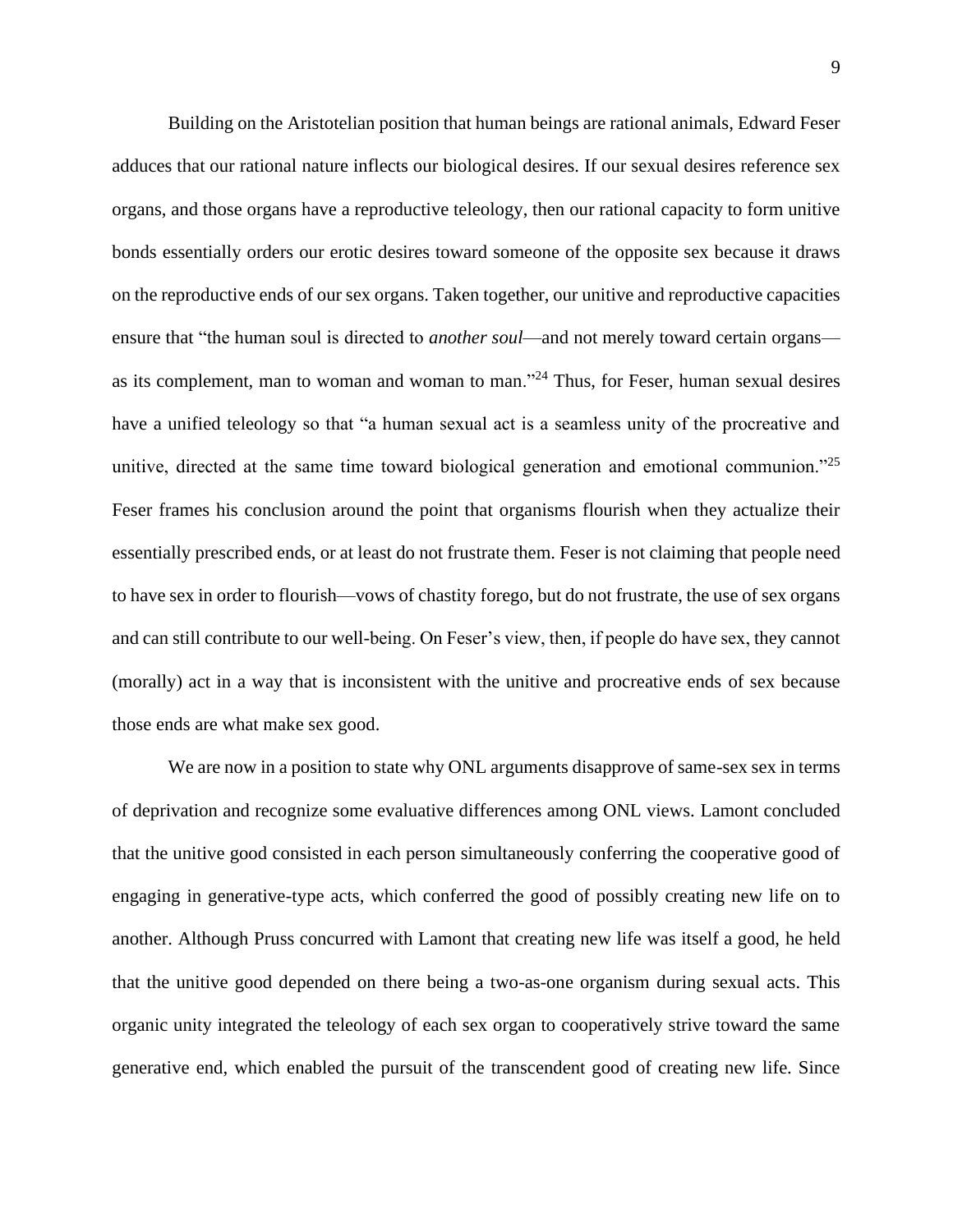Building on the Aristotelian position that human beings are rational animals, Edward Feser adduces that our rational nature inflects our biological desires. If our sexual desires reference sex organs, and those organs have a reproductive teleology, then our rational capacity to form unitive bonds essentially orders our erotic desires toward someone of the opposite sex because it draws on the reproductive ends of our sex organs. Taken together, our unitive and reproductive capacities ensure that "the human soul is directed to *another soul*—and not merely toward certain organs—as its complement, man to woman and woman to man."[24] Thus, for Feser, human sexual desires have a unified teleology so that "a human sexual act is a seamless unity of the procreative and unitive, directed at the same time toward biological generation and emotional communion."[25] Feser frames his conclusion around the point that organisms flourish when they actualize their essentially prescribed ends, or at least do not frustrate them. Feser is not claiming that people need to have sex in order to flourish—vows of chastity forego, but do not frustrate, the use of sex organs and can still contribute to our well-being. On Feser's view, then, if people do have sex, they cannot (morally) act in a way that is inconsistent with the unitive and procreative ends of sex because those ends are what make sex good.

We are now in a position to state why ONL arguments disapprove of same-sex sex in terms of deprivation and recognize some evaluative differences among ONL views. Lamont concluded that the unitive good consisted in each person simultaneously conferring the cooperative good of engaging in generative-type acts, which conferred the good of possibly creating new life on to another. Although Pruss concurred with Lamont that creating new life was itself a good, he held that the unitive good depended on there being a two-as-one organism during sexual acts. This organic unity integrated the teleology of each sex organ to cooperatively strive toward the same generative end, which enabled the pursuit of the transcendent good of creating new life. Since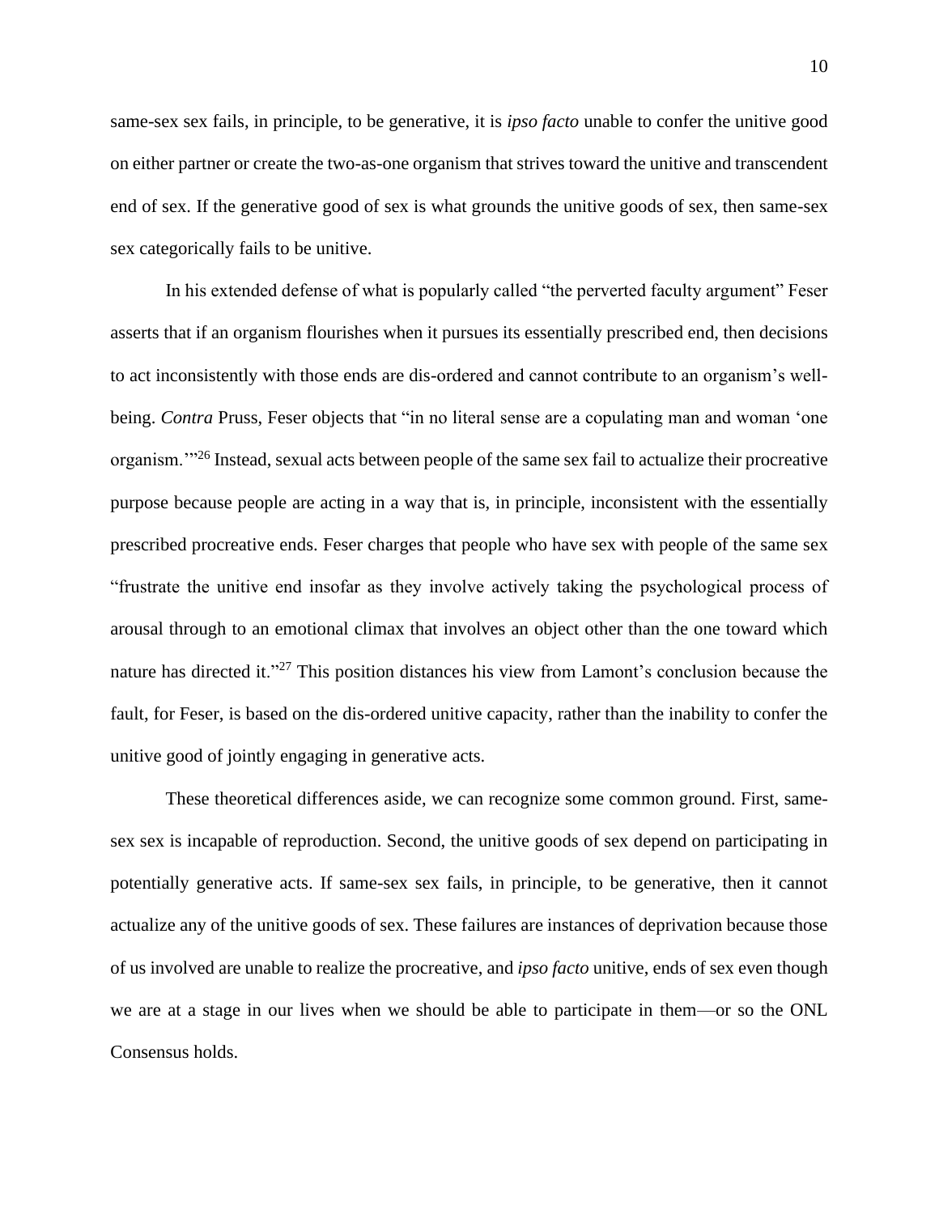same-sex sex fails, in principle, to be generative, it is *ipso facto* unable to confer the unitive good on either partner or create the two-as-one organism that strives toward the unitive and transcendent end of sex. If the generative good of sex is what grounds the unitive goods of sex, then same-sex sex categorically fails to be unitive.

In his extended defense of what is popularly called "the perverted faculty argument" Feser asserts that if an organism flourishes when it pursues its essentially prescribed end, then decisions to act inconsistently with those ends are dis-ordered and cannot contribute to an organism's well-being. *Contra* Pruss, Feser objects that "in no literal sense are a copulating man and woman 'one organism.'"[26] Instead, sexual acts between people of the same sex fail to actualize their procreative purpose because people are acting in a way that is, in principle, inconsistent with the essentially prescribed procreative ends. Feser charges that people who have sex with people of the same sex "frustrate the unitive end insofar as they involve actively taking the psychological process of arousal through to an emotional climax that involves an object other than the one toward which nature has directed it."[27] This position distances his view from Lamont's conclusion because the fault, for Feser, is based on the dis-ordered unitive capacity, rather than the inability to confer the unitive good of jointly engaging in generative acts.

These theoretical differences aside, we can recognize some common ground. First, same-sex sex is incapable of reproduction. Second, the unitive goods of sex depend on participating in potentially generative acts. If same-sex sex fails, in principle, to be generative, then it cannot actualize any of the unitive goods of sex. These failures are instances of deprivation because those of us involved are unable to realize the procreative, and *ipso facto* unitive, ends of sex even though we are at a stage in our lives when we should be able to participate in them—or so the ONL Consensus holds.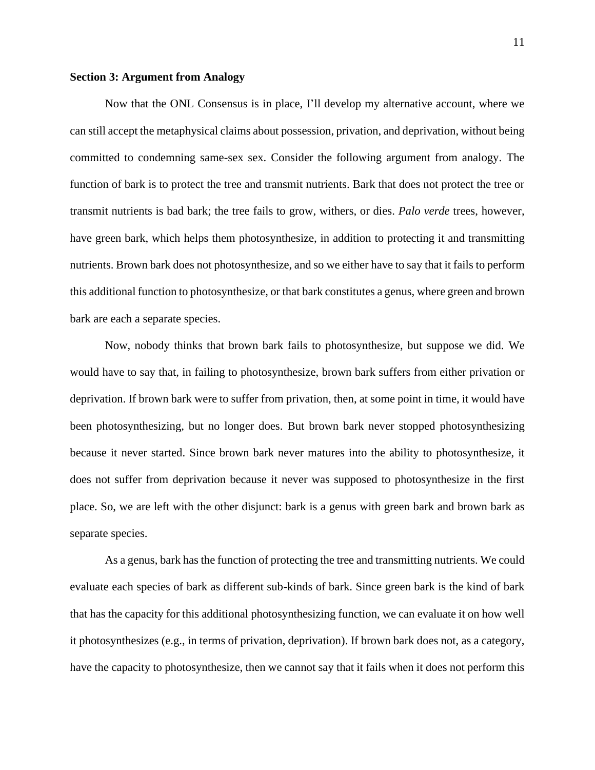**Section 3: Argument from Analogy**

Now that the ONL Consensus is in place, I'll develop my alternative account, where we can still accept the metaphysical claims about possession, privation, and deprivation, without being committed to condemning same-sex sex. Consider the following argument from analogy. The function of bark is to protect the tree and transmit nutrients. Bark that does not protect the tree or transmit nutrients is bad bark; the tree fails to grow, withers, or dies. *Palo verde* trees, however, have green bark, which helps them photosynthesize, in addition to protecting it and transmitting nutrients. Brown bark does not photosynthesize, and so we either have to say that it fails to perform this additional function to photosynthesize, or that bark constitutes a genus, where green and brown bark are each a separate species.

Now, nobody thinks that brown bark fails to photosynthesize, but suppose we did. We would have to say that, in failing to photosynthesize, brown bark suffers from either privation or deprivation. If brown bark were to suffer from privation, then, at some point in time, it would have been photosynthesizing, but no longer does. But brown bark never stopped photosynthesizing because it never started. Since brown bark never matures into the ability to photosynthesize, it does not suffer from deprivation because it never was supposed to photosynthesize in the first place. So, we are left with the other disjunct: bark is a genus with green bark and brown bark as separate species.

As a genus, bark has the function of protecting the tree and transmitting nutrients. We could evaluate each species of bark as different sub-kinds of bark. Since green bark is the kind of bark that has the capacity for this additional photosynthesizing function, we can evaluate it on how well it photosynthesizes (e.g., in terms of privation, deprivation). If brown bark does not, as a category, have the capacity to photosynthesize, then we cannot say that it fails when it does not perform this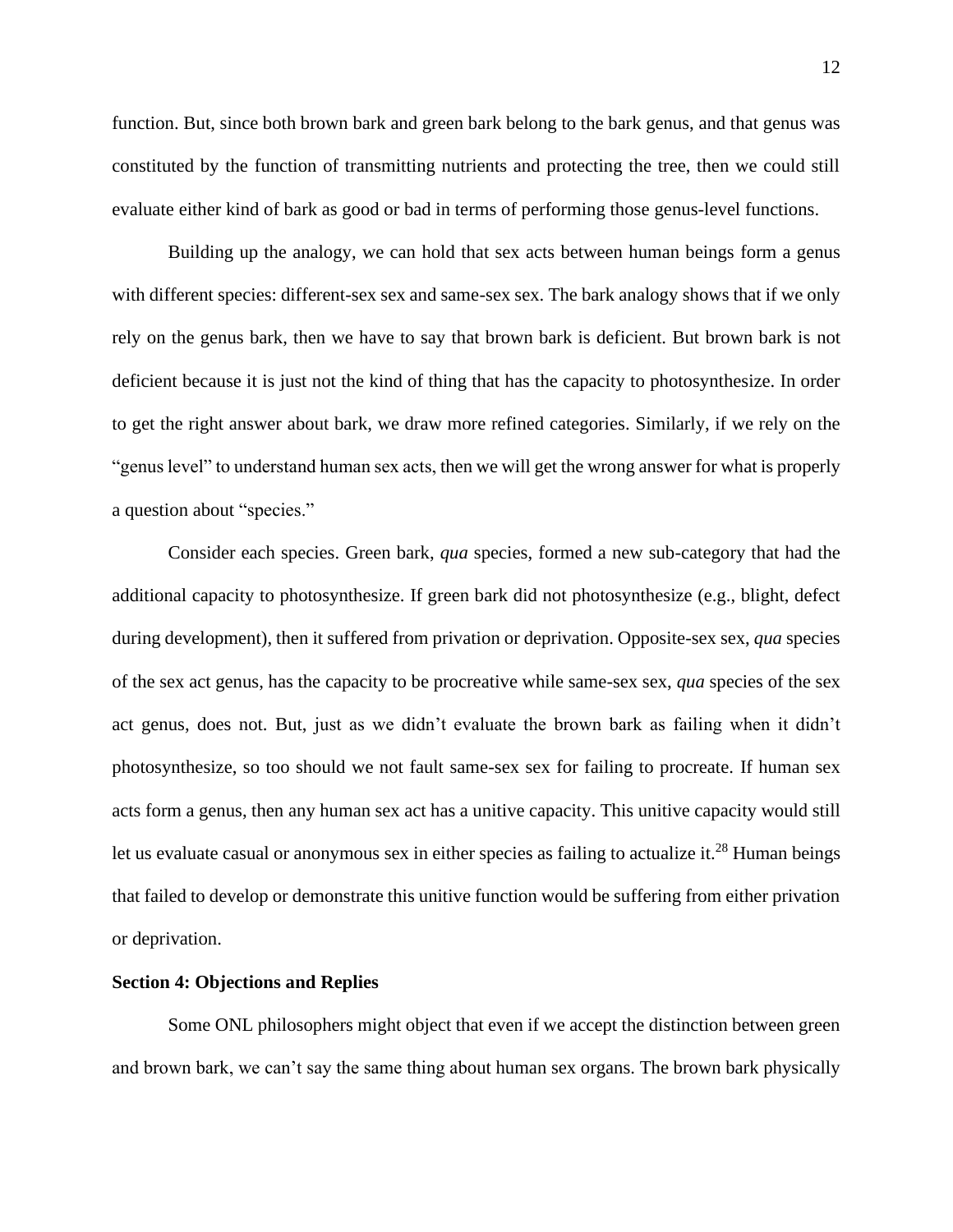function. But, since both brown bark and green bark belong to the bark genus, and that genus was constituted by the function of transmitting nutrients and protecting the tree, then we could still evaluate either kind of bark as good or bad in terms of performing those genus-level functions.

Building up the analogy, we can hold that sex acts between human beings form a genus with different species: different-sex sex and same-sex sex. The bark analogy shows that if we only rely on the genus bark, then we have to say that brown bark is deficient. But brown bark is not deficient because it is just not the kind of thing that has the capacity to photosynthesize. In order to get the right answer about bark, we draw more refined categories. Similarly, if we rely on the "genus level" to understand human sex acts, then we will get the wrong answer for what is properly a question about "species."

Consider each species. Green bark, *qua* species, formed a new sub-category that had the additional capacity to photosynthesize. If green bark did not photosynthesize (e.g., blight, defect during development), then it suffered from privation or deprivation. Opposite-sex sex, *qua* species of the sex act genus, has the capacity to be procreative while same-sex sex, *qua* species of the sex act genus, does not. But, just as we didn't evaluate the brown bark as failing when it didn't photosynthesize, so too should we not fault same-sex sex for failing to procreate. If human sex acts form a genus, then any human sex act has a unitive capacity. This unitive capacity would still let us evaluate casual or anonymous sex in either species as failing to actualize it.[28] Human beings that failed to develop or demonstrate this unitive function would be suffering from either privation or deprivation.

**Section 4: Objections and Replies**

Some ONL philosophers might object that even if we accept the distinction between green and brown bark, we can't say the same thing about human sex organs. The brown bark physically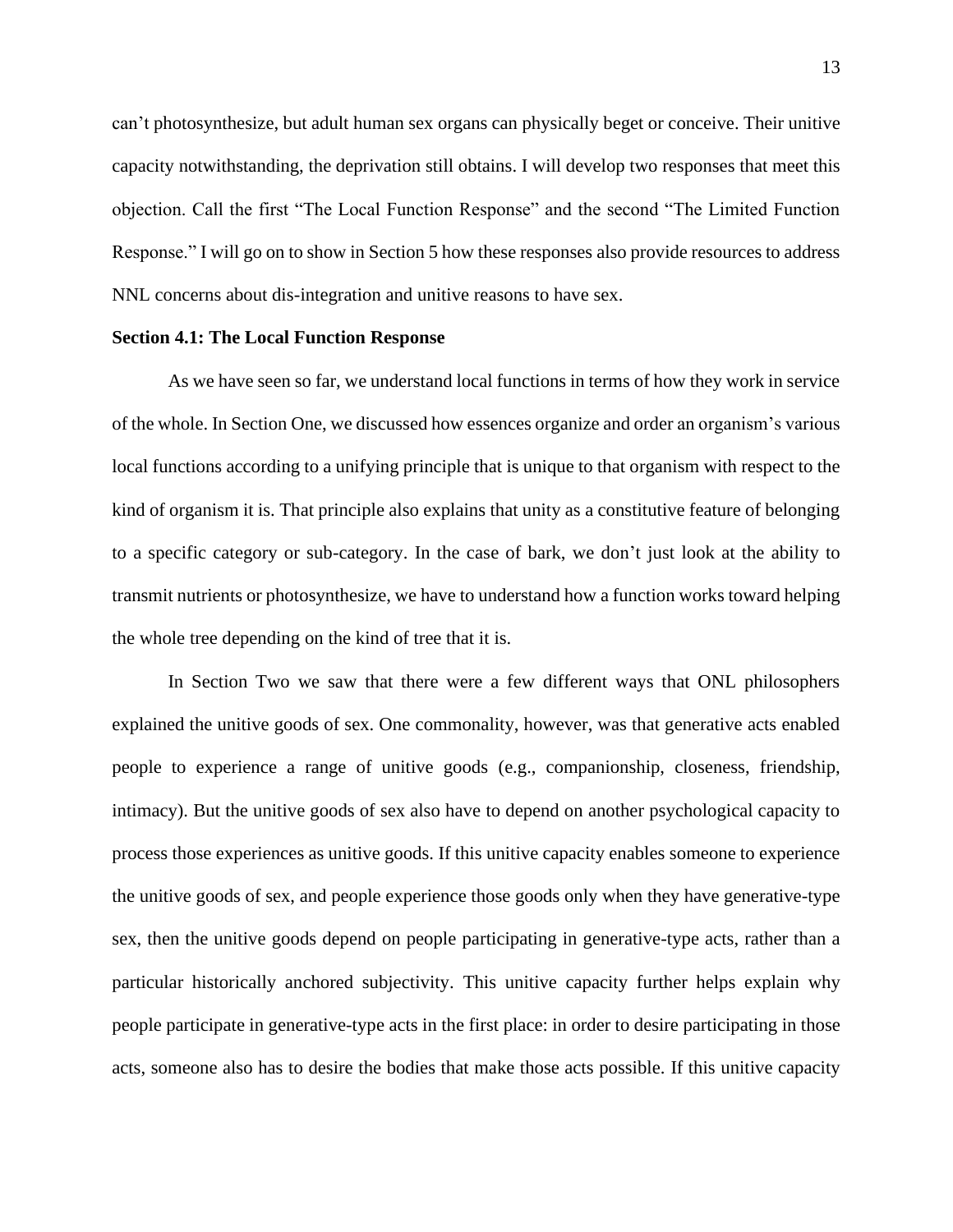can't photosynthesize, but adult human sex organs can physically beget or conceive. Their unitive capacity notwithstanding, the deprivation still obtains. I will develop two responses that meet this objection. Call the first "The Local Function Response" and the second "The Limited Function Response." I will go on to show in Section 5 how these responses also provide resources to address NNL concerns about dis-integration and unitive reasons to have sex.

**Section 4.1: The Local Function Response**

As we have seen so far, we understand local functions in terms of how they work in service of the whole. In Section One, we discussed how essences organize and order an organism's various local functions according to a unifying principle that is unique to that organism with respect to the kind of organism it is. That principle also explains that unity as a constitutive feature of belonging to a specific category or sub-category. In the case of bark, we don't just look at the ability to transmit nutrients or photosynthesize, we have to understand how a function works toward helping the whole tree depending on the kind of tree that it is.

In Section Two we saw that there were a few different ways that ONL philosophers explained the unitive goods of sex. One commonality, however, was that generative acts enabled people to experience a range of unitive goods (e.g., companionship, closeness, friendship, intimacy). But the unitive goods of sex also have to depend on another psychological capacity to process those experiences as unitive goods. If this unitive capacity enables someone to experience the unitive goods of sex, and people experience those goods only when they have generative-type sex, then the unitive goods depend on people participating in generative-type acts, rather than a particular historically anchored subjectivity. This unitive capacity further helps explain why people participate in generative-type acts in the first place: in order to desire participating in those acts, someone also has to desire the bodies that make those acts possible. If this unitive capacity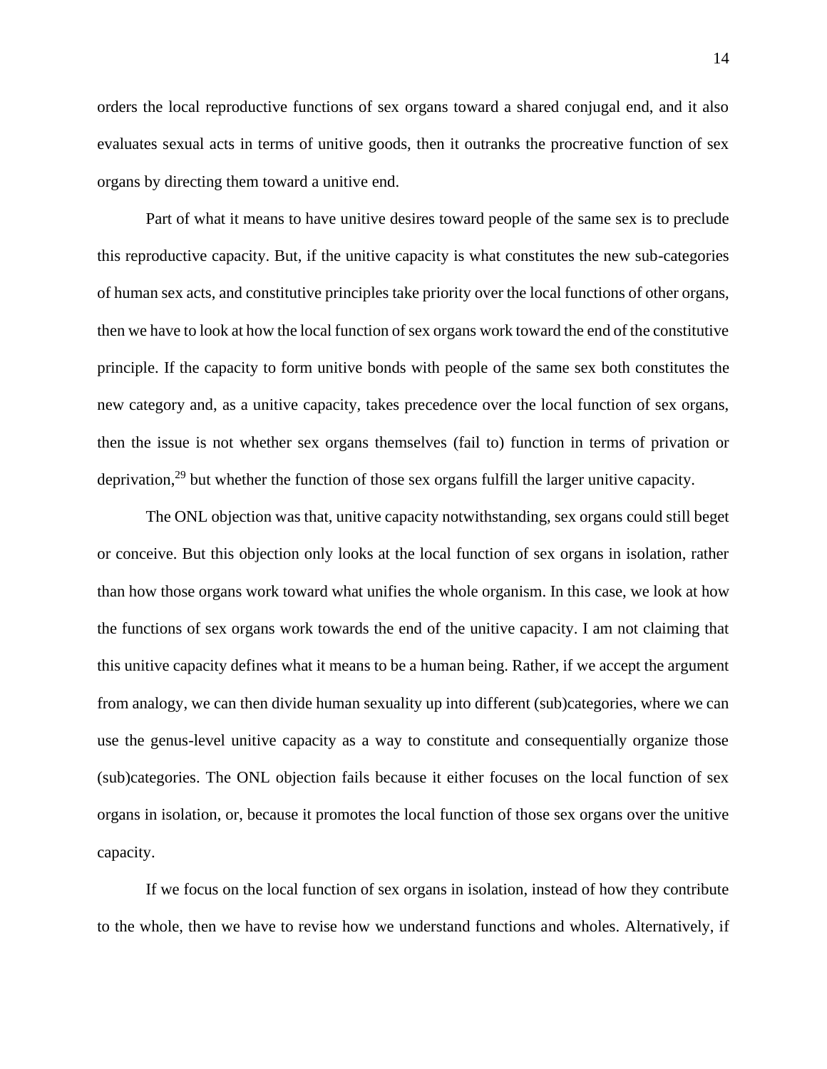orders the local reproductive functions of sex organs toward a shared conjugal end, and it also evaluates sexual acts in terms of unitive goods, then it outranks the procreative function of sex organs by directing them toward a unitive end.

Part of what it means to have unitive desires toward people of the same sex is to preclude this reproductive capacity. But, if the unitive capacity is what constitutes the new sub-categories of human sex acts, and constitutive principles take priority over the local functions of other organs, then we have to look at how the local function of sex organs work toward the end of the constitutive principle. If the capacity to form unitive bonds with people of the same sex both constitutes the new category and, as a unitive capacity, takes precedence over the local function of sex organs, then the issue is not whether sex organs themselves (fail to) function in terms of privation or deprivation,[29] but whether the function of those sex organs fulfill the larger unitive capacity.

The ONL objection was that, unitive capacity notwithstanding, sex organs could still beget or conceive. But this objection only looks at the local function of sex organs in isolation, rather than how those organs work toward what unifies the whole organism. In this case, we look at how the functions of sex organs work towards the end of the unitive capacity. I am not claiming that this unitive capacity defines what it means to be a human being. Rather, if we accept the argument from analogy, we can then divide human sexuality up into different (sub)categories, where we can use the genus-level unitive capacity as a way to constitute and consequentially organize those (sub)categories. The ONL objection fails because it either focuses on the local function of sex organs in isolation, or, because it promotes the local function of those sex organs over the unitive capacity.

If we focus on the local function of sex organs in isolation, instead of how they contribute to the whole, then we have to revise how we understand functions and wholes. Alternatively, if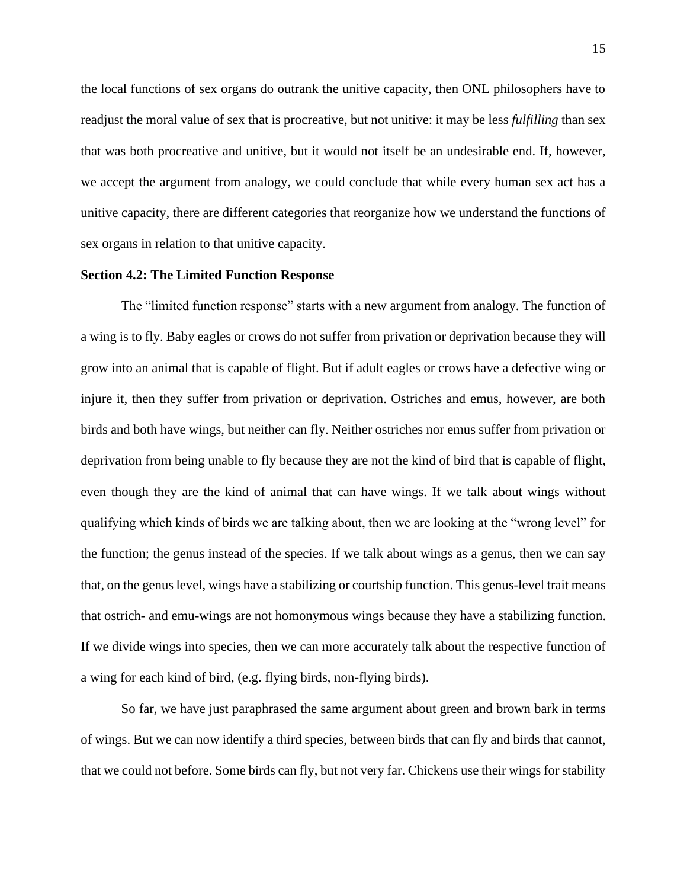the local functions of sex organs do outrank the unitive capacity, then ONL philosophers have to readjust the moral value of sex that is procreative, but not unitive: it may be less *fulfilling* than sex that was both procreative and unitive, but it would not itself be an undesirable end. If, however, we accept the argument from analogy, we could conclude that while every human sex act has a unitive capacity, there are different categories that reorganize how we understand the functions of sex organs in relation to that unitive capacity.

**Section 4.2: The Limited Function Response**

The "limited function response" starts with a new argument from analogy. The function of a wing is to fly. Baby eagles or crows do not suffer from privation or deprivation because they will grow into an animal that is capable of flight. But if adult eagles or crows have a defective wing or injure it, then they suffer from privation or deprivation. Ostriches and emus, however, are both birds and both have wings, but neither can fly. Neither ostriches nor emus suffer from privation or deprivation from being unable to fly because they are not the kind of bird that is capable of flight, even though they are the kind of animal that can have wings. If we talk about wings without qualifying which kinds of birds we are talking about, then we are looking at the "wrong level" for the function; the genus instead of the species. If we talk about wings as a genus, then we can say that, on the genus level, wings have a stabilizing or courtship function. This genus-level trait means that ostrich- and emu-wings are not homonymous wings because they have a stabilizing function. If we divide wings into species, then we can more accurately talk about the respective function of a wing for each kind of bird, (e.g. flying birds, non-flying birds).

So far, we have just paraphrased the same argument about green and brown bark in terms of wings. But we can now identify a third species, between birds that can fly and birds that cannot, that we could not before. Some birds can fly, but not very far. Chickens use their wings for stability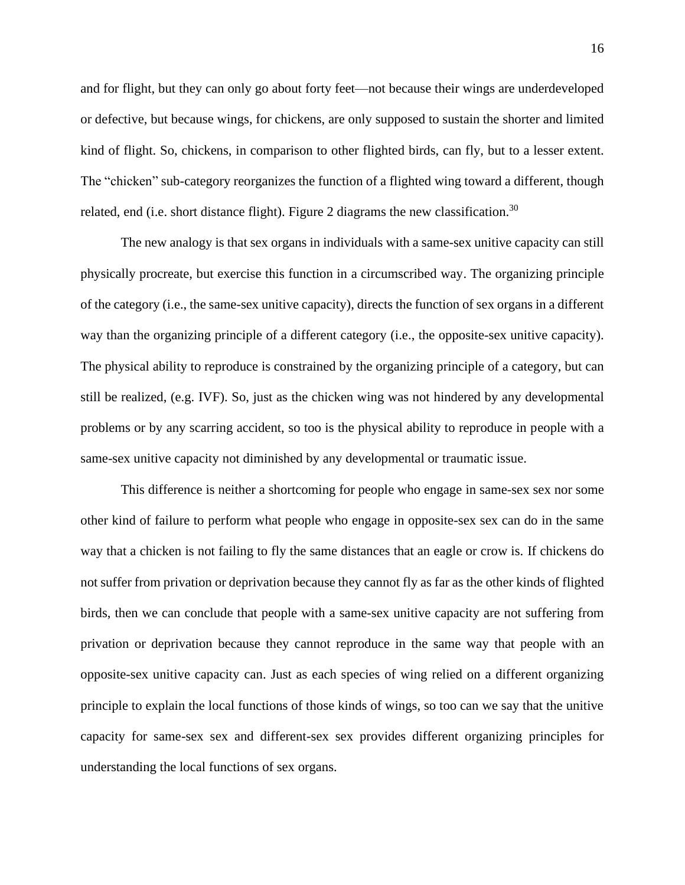and for flight, but they can only go about forty feet—not because their wings are underdeveloped or defective, but because wings, for chickens, are only supposed to sustain the shorter and limited kind of flight. So, chickens, in comparison to other flighted birds, can fly, but to a lesser extent. The "chicken" sub-category reorganizes the function of a flighted wing toward a different, though related, end (i.e. short distance flight). Figure 2 diagrams the new classification.[30]

The new analogy is that sex organs in individuals with a same-sex unitive capacity can still physically procreate, but exercise this function in a circumscribed way. The organizing principle of the category (i.e., the same-sex unitive capacity), directs the function of sex organs in a different way than the organizing principle of a different category (i.e., the opposite-sex unitive capacity). The physical ability to reproduce is constrained by the organizing principle of a category, but can still be realized, (e.g. IVF). So, just as the chicken wing was not hindered by any developmental problems or by any scarring accident, so too is the physical ability to reproduce in people with a same-sex unitive capacity not diminished by any developmental or traumatic issue.

This difference is neither a shortcoming for people who engage in same-sex sex nor some other kind of failure to perform what people who engage in opposite-sex sex can do in the same way that a chicken is not failing to fly the same distances that an eagle or crow is. If chickens do not suffer from privation or deprivation because they cannot fly as far as the other kinds of flighted birds, then we can conclude that people with a same-sex unitive capacity are not suffering from privation or deprivation because they cannot reproduce in the same way that people with an opposite-sex unitive capacity can. Just as each species of wing relied on a different organizing principle to explain the local functions of those kinds of wings, so too can we say that the unitive capacity for same-sex sex and different-sex sex provides different organizing principles for understanding the local functions of sex organs.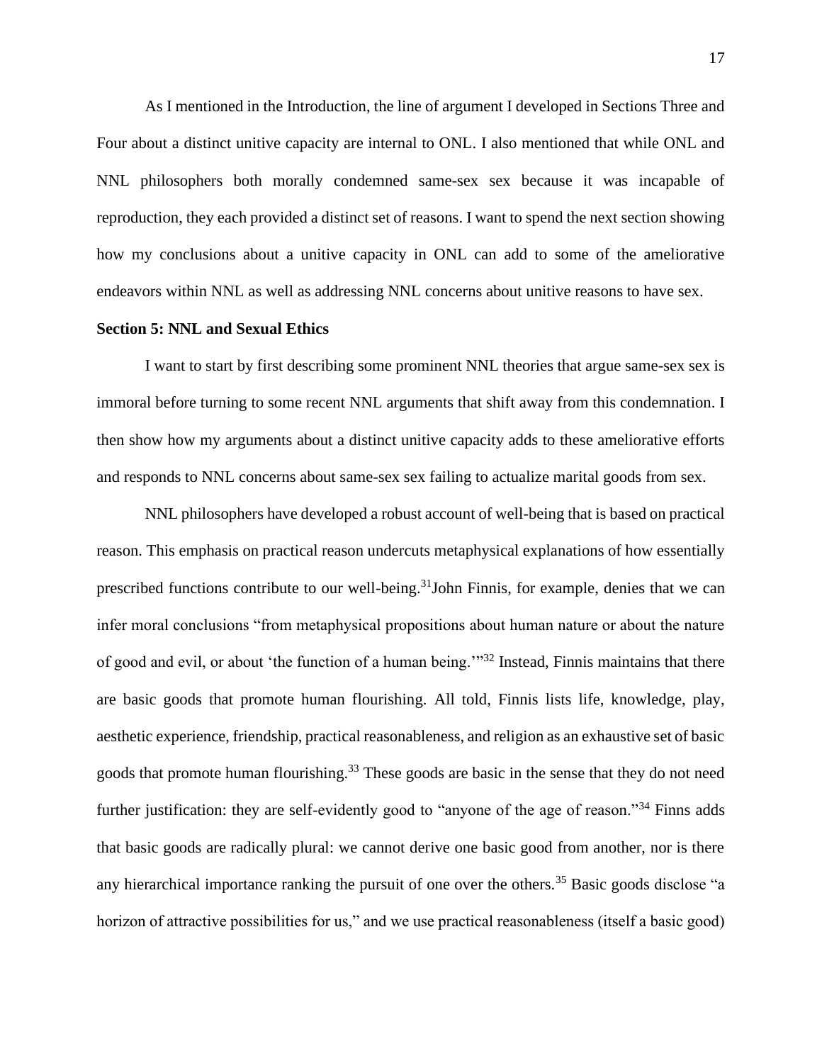As I mentioned in the Introduction, the line of argument I developed in Sections Three and Four about a distinct unitive capacity are internal to ONL. I also mentioned that while ONL and NNL philosophers both morally condemned same-sex sex because it was incapable of reproduction, they each provided a distinct set of reasons. I want to spend the next section showing how my conclusions about a unitive capacity in ONL can add to some of the ameliorative endeavors within NNL as well as addressing NNL concerns about unitive reasons to have sex.

**Section 5: NNL and Sexual Ethics**

I want to start by first describing some prominent NNL theories that argue same-sex sex is immoral before turning to some recent NNL arguments that shift away from this condemnation. I then show how my arguments about a distinct unitive capacity adds to these ameliorative efforts and responds to NNL concerns about same-sex sex failing to actualize marital goods from sex.

NNL philosophers have developed a robust account of well-being that is based on practical reason. This emphasis on practical reason undercuts metaphysical explanations of how essentially prescribed functions contribute to our well-being.[31]John Finnis, for example, denies that we can infer moral conclusions "from metaphysical propositions about human nature or about the nature of good and evil, or about 'the function of a human being.'"[32] Instead, Finnis maintains that there are basic goods that promote human flourishing. All told, Finnis lists life, knowledge, play, aesthetic experience, friendship, practical reasonableness, and religion as an exhaustive set of basic goods that promote human flourishing.[33] These goods are basic in the sense that they do not need further justification: they are self-evidently good to "anyone of the age of reason."[34] Finns adds that basic goods are radically plural: we cannot derive one basic good from another, nor is there any hierarchical importance ranking the pursuit of one over the others.[35] Basic goods disclose "a horizon of attractive possibilities for us," and we use practical reasonableness (itself a basic good)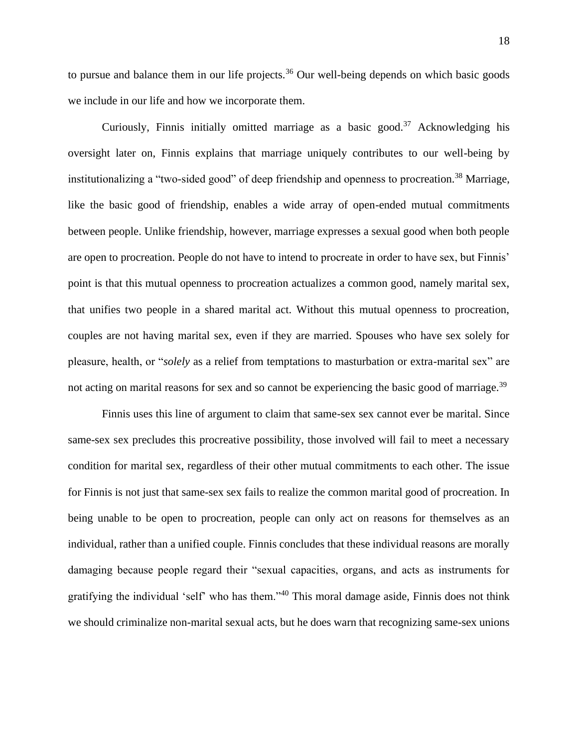to pursue and balance them in our life projects.[36] Our well-being depends on which basic goods we include in our life and how we incorporate them.

Curiously, Finnis initially omitted marriage as a basic good.[37] Acknowledging his oversight later on, Finnis explains that marriage uniquely contributes to our well-being by institutionalizing a "two-sided good" of deep friendship and openness to procreation.[38] Marriage, like the basic good of friendship, enables a wide array of open-ended mutual commitments between people. Unlike friendship, however, marriage expresses a sexual good when both people are open to procreation. People do not have to intend to procreate in order to have sex, but Finnis' point is that this mutual openness to procreation actualizes a common good, namely marital sex, that unifies two people in a shared marital act. Without this mutual openness to procreation, couples are not having marital sex, even if they are married. Spouses who have sex solely for pleasure, health, or "*solely* as a relief from temptations to masturbation or extra-marital sex" are not acting on marital reasons for sex and so cannot be experiencing the basic good of marriage.[39]

Finnis uses this line of argument to claim that same-sex sex cannot ever be marital. Since same-sex sex precludes this procreative possibility, those involved will fail to meet a necessary condition for marital sex, regardless of their other mutual commitments to each other. The issue for Finnis is not just that same-sex sex fails to realize the common marital good of procreation. In being unable to be open to procreation, people can only act on reasons for themselves as an individual, rather than a unified couple. Finnis concludes that these individual reasons are morally damaging because people regard their "sexual capacities, organs, and acts as instruments for gratifying the individual 'self' who has them."[40] This moral damage aside, Finnis does not think we should criminalize non-marital sexual acts, but he does warn that recognizing same-sex unions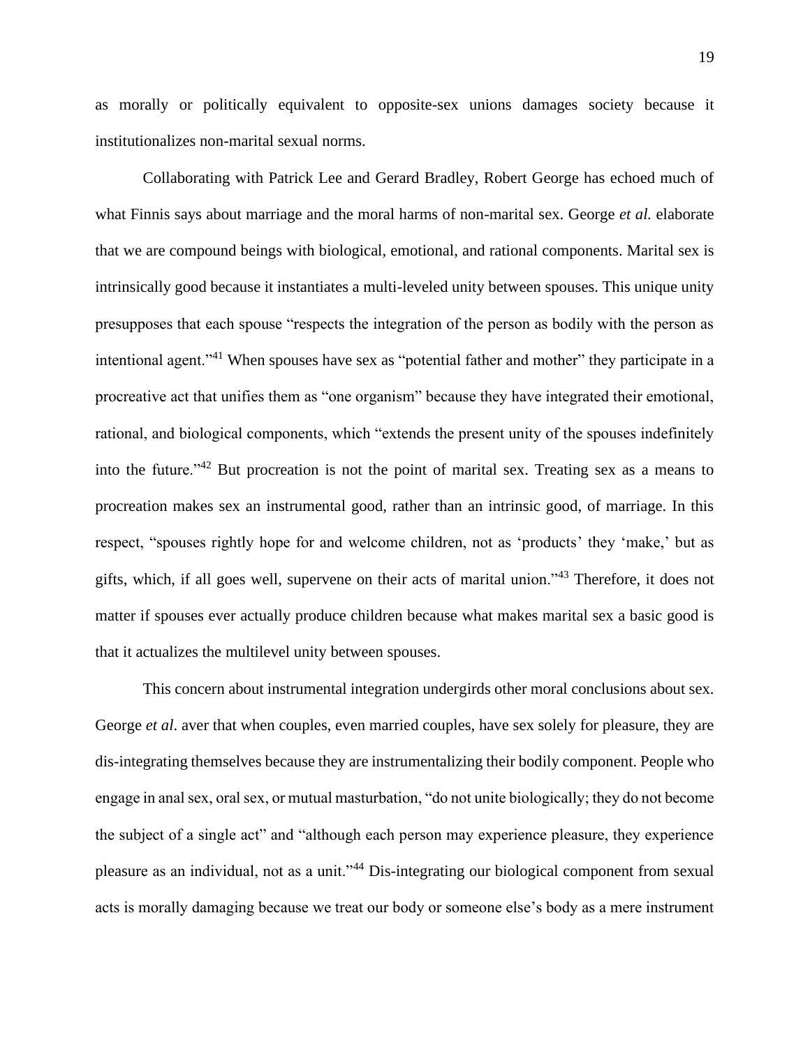as morally or politically equivalent to opposite-sex unions damages society because it institutionalizes non-marital sexual norms.

Collaborating with Patrick Lee and Gerard Bradley, Robert George has echoed much of what Finnis says about marriage and the moral harms of non-marital sex. George *et al.* elaborate that we are compound beings with biological, emotional, and rational components. Marital sex is intrinsically good because it instantiates a multi-leveled unity between spouses. This unique unity presupposes that each spouse "respects the integration of the person as bodily with the person as intentional agent."[41] When spouses have sex as "potential father and mother" they participate in a procreative act that unifies them as "one organism" because they have integrated their emotional, rational, and biological components, which "extends the present unity of the spouses indefinitely into the future."[42] But procreation is not the point of marital sex. Treating sex as a means to procreation makes sex an instrumental good, rather than an intrinsic good, of marriage. In this respect, "spouses rightly hope for and welcome children, not as 'products' they 'make,' but as gifts, which, if all goes well, supervene on their acts of marital union."[43] Therefore, it does not matter if spouses ever actually produce children because what makes marital sex a basic good is that it actualizes the multilevel unity between spouses.

This concern about instrumental integration undergirds other moral conclusions about sex. George *et al*. aver that when couples, even married couples, have sex solely for pleasure, they are dis-integrating themselves because they are instrumentalizing their bodily component. People who engage in anal sex, oral sex, or mutual masturbation, "do not unite biologically; they do not become the subject of a single act" and "although each person may experience pleasure, they experience pleasure as an individual, not as a unit."[44] Dis-integrating our biological component from sexual acts is morally damaging because we treat our body or someone else's body as a mere instrument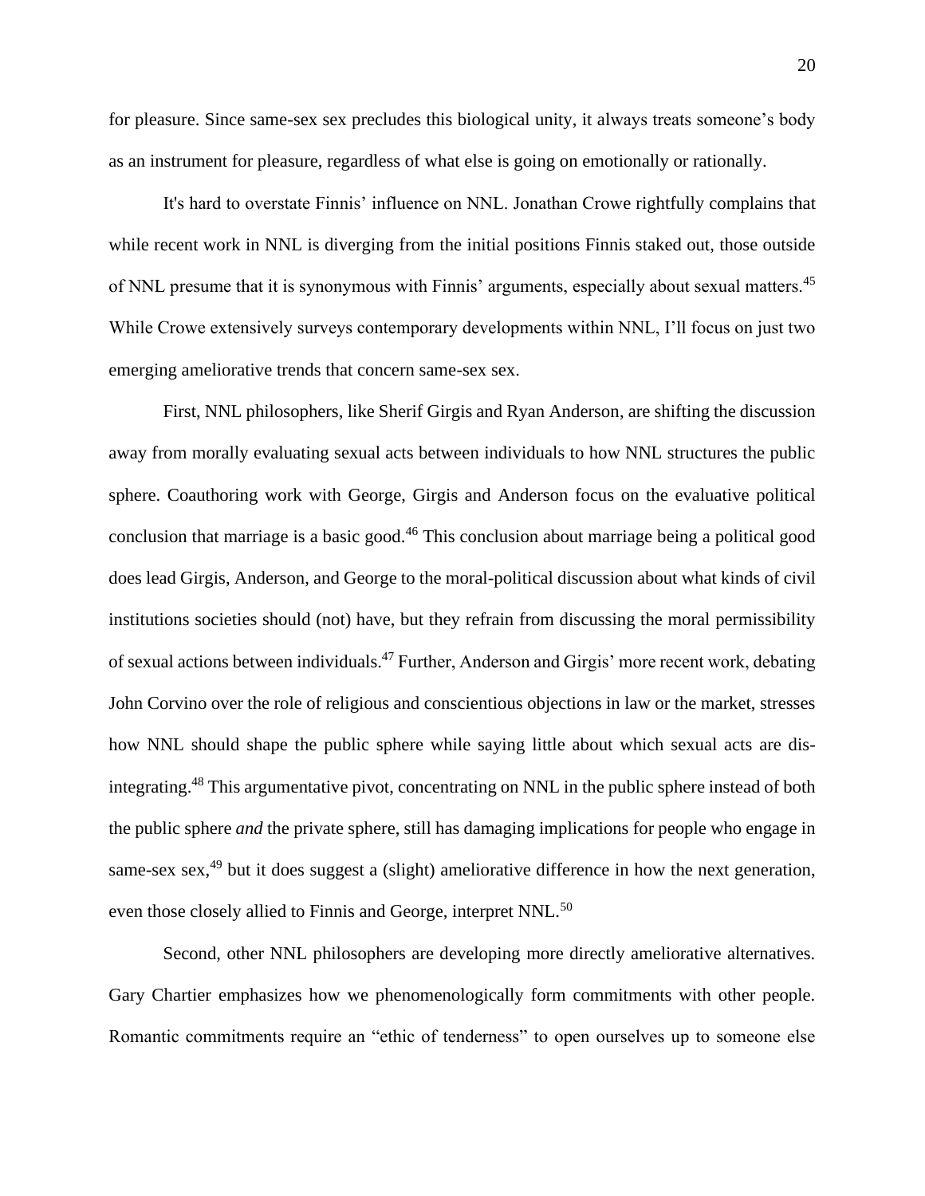for pleasure. Since same-sex sex precludes this biological unity, it always treats someone's body as an instrument for pleasure, regardless of what else is going on emotionally or rationally.

It's hard to overstate Finnis' influence on NNL. Jonathan Crowe rightfully complains that while recent work in NNL is diverging from the initial positions Finnis staked out, those outside of NNL presume that it is synonymous with Finnis' arguments, especially about sexual matters.[45] While Crowe extensively surveys contemporary developments within NNL, I'll focus on just two emerging ameliorative trends that concern same-sex sex.

First, NNL philosophers, like Sherif Girgis and Ryan Anderson, are shifting the discussion away from morally evaluating sexual acts between individuals to how NNL structures the public sphere. Coauthoring work with George, Girgis and Anderson focus on the evaluative political conclusion that marriage is a basic good.[46] This conclusion about marriage being a political good does lead Girgis, Anderson, and George to the moral-political discussion about what kinds of civil institutions societies should (not) have, but they refrain from discussing the moral permissibility of sexual actions between individuals.[47] Further, Anderson and Girgis' more recent work, debating John Corvino over the role of religious and conscientious objections in law or the market, stresses how NNL should shape the public sphere while saying little about which sexual acts are dis-integrating.[48] This argumentative pivot, concentrating on NNL in the public sphere instead of both the public sphere *and* the private sphere, still has damaging implications for people who engage in same-sex sex,[49] but it does suggest a (slight) ameliorative difference in how the next generation, even those closely allied to Finnis and George, interpret NNL.[50]

Second, other NNL philosophers are developing more directly ameliorative alternatives. Gary Chartier emphasizes how we phenomenologically form commitments with other people. Romantic commitments require an "ethic of tenderness" to open ourselves up to someone else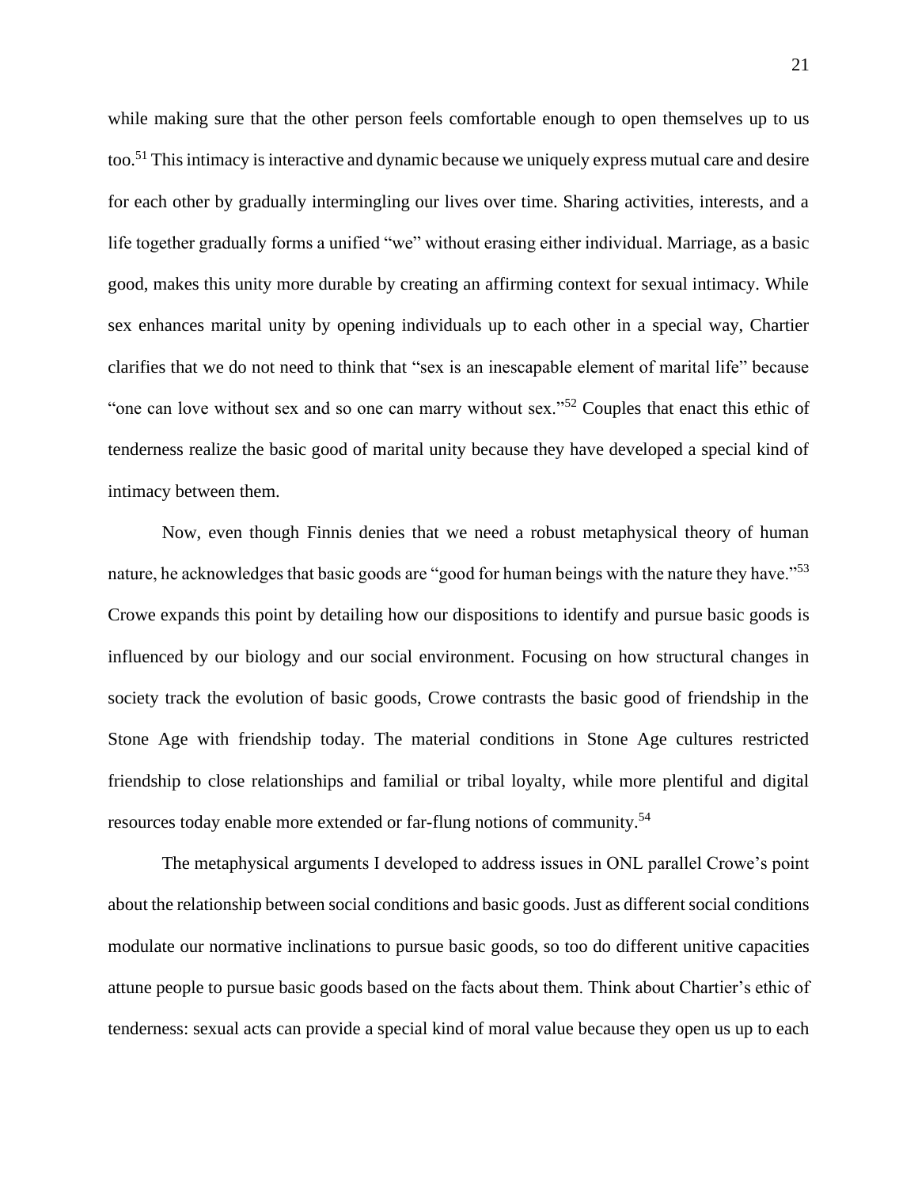while making sure that the other person feels comfortable enough to open themselves up to us too.[51] This intimacy is interactive and dynamic because we uniquely express mutual care and desire for each other by gradually intermingling our lives over time. Sharing activities, interests, and a life together gradually forms a unified "we" without erasing either individual. Marriage, as a basic good, makes this unity more durable by creating an affirming context for sexual intimacy. While sex enhances marital unity by opening individuals up to each other in a special way, Chartier clarifies that we do not need to think that "sex is an inescapable element of marital life" because "one can love without sex and so one can marry without sex."[52] Couples that enact this ethic of tenderness realize the basic good of marital unity because they have developed a special kind of intimacy between them.

Now, even though Finnis denies that we need a robust metaphysical theory of human nature, he acknowledges that basic goods are "good for human beings with the nature they have."[53] Crowe expands this point by detailing how our dispositions to identify and pursue basic goods is influenced by our biology and our social environment. Focusing on how structural changes in society track the evolution of basic goods, Crowe contrasts the basic good of friendship in the Stone Age with friendship today. The material conditions in Stone Age cultures restricted friendship to close relationships and familial or tribal loyalty, while more plentiful and digital resources today enable more extended or far-flung notions of community.[54]

The metaphysical arguments I developed to address issues in ONL parallel Crowe's point about the relationship between social conditions and basic goods. Just as different social conditions modulate our normative inclinations to pursue basic goods, so too do different unitive capacities attune people to pursue basic goods based on the facts about them. Think about Chartier's ethic of tenderness: sexual acts can provide a special kind of moral value because they open us up to each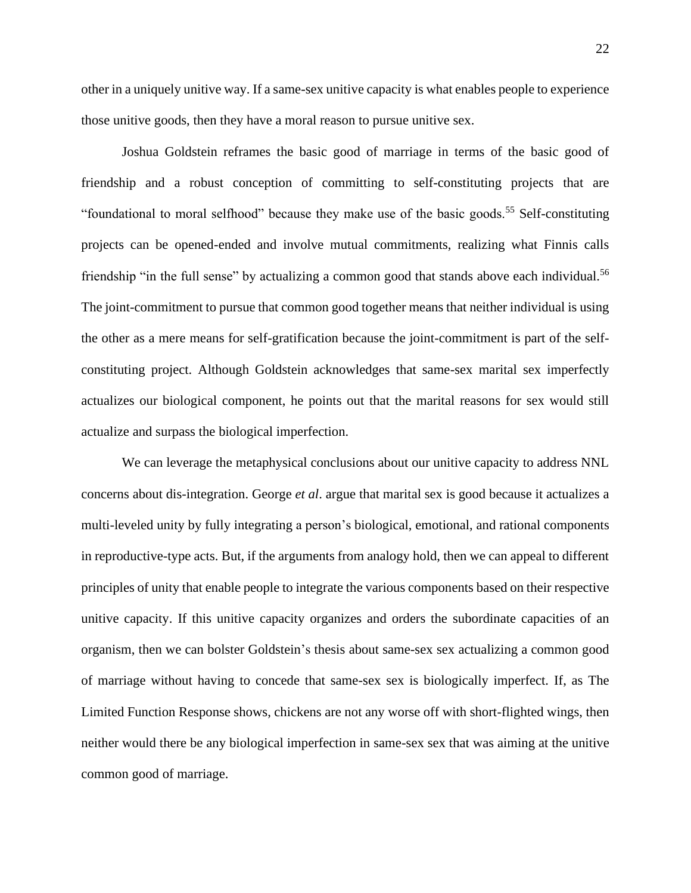other in a uniquely unitive way. If a same-sex unitive capacity is what enables people to experience those unitive goods, then they have a moral reason to pursue unitive sex.

Joshua Goldstein reframes the basic good of marriage in terms of the basic good of friendship and a robust conception of committing to self-constituting projects that are "foundational to moral selfhood" because they make use of the basic goods.[55] Self-constituting projects can be opened-ended and involve mutual commitments, realizing what Finnis calls friendship "in the full sense" by actualizing a common good that stands above each individual.[56] The joint-commitment to pursue that common good together means that neither individual is using the other as a mere means for self-gratification because the joint-commitment is part of the self-constituting project. Although Goldstein acknowledges that same-sex marital sex imperfectly actualizes our biological component, he points out that the marital reasons for sex would still actualize and surpass the biological imperfection.

We can leverage the metaphysical conclusions about our unitive capacity to address NNL concerns about dis-integration. George *et al*. argue that marital sex is good because it actualizes a multi-leveled unity by fully integrating a person's biological, emotional, and rational components in reproductive-type acts. But, if the arguments from analogy hold, then we can appeal to different principles of unity that enable people to integrate the various components based on their respective unitive capacity. If this unitive capacity organizes and orders the subordinate capacities of an organism, then we can bolster Goldstein's thesis about same-sex sex actualizing a common good of marriage without having to concede that same-sex sex is biologically imperfect. If, as The Limited Function Response shows, chickens are not any worse off with short-flighted wings, then neither would there be any biological imperfection in same-sex sex that was aiming at the unitive common good of marriage.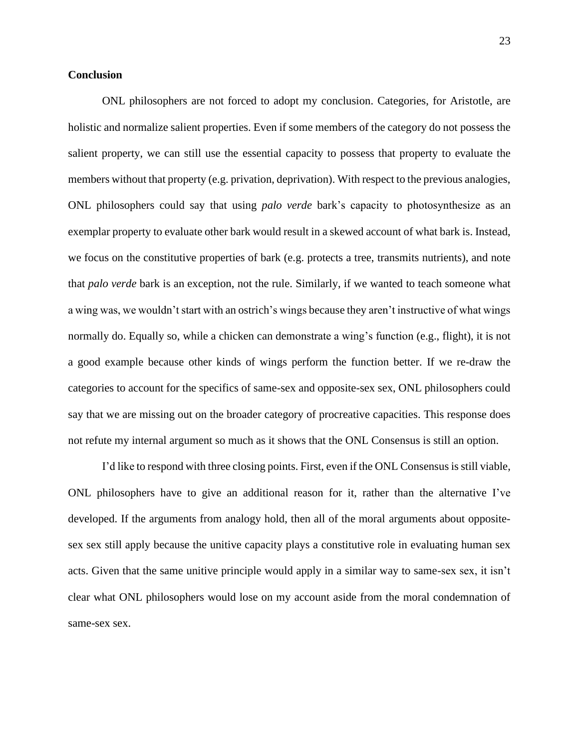**Conclusion**

ONL philosophers are not forced to adopt my conclusion. Categories, for Aristotle, are holistic and normalize salient properties. Even if some members of the category do not possess the salient property, we can still use the essential capacity to possess that property to evaluate the members without that property (e.g. privation, deprivation). With respect to the previous analogies, ONL philosophers could say that using *palo verde* bark's capacity to photosynthesize as an exemplar property to evaluate other bark would result in a skewed account of what bark is. Instead, we focus on the constitutive properties of bark (e.g. protects a tree, transmits nutrients), and note that *palo verde* bark is an exception, not the rule. Similarly, if we wanted to teach someone what a wing was, we wouldn't start with an ostrich's wings because they aren't instructive of what wings normally do. Equally so, while a chicken can demonstrate a wing's function (e.g., flight), it is not a good example because other kinds of wings perform the function better. If we re-draw the categories to account for the specifics of same-sex and opposite-sex sex, ONL philosophers could say that we are missing out on the broader category of procreative capacities. This response does not refute my internal argument so much as it shows that the ONL Consensus is still an option.

I'd like to respond with three closing points. First, even if the ONL Consensus is still viable, ONL philosophers have to give an additional reason for it, rather than the alternative I've developed. If the arguments from analogy hold, then all of the moral arguments about opposite-sex sex still apply because the unitive capacity plays a constitutive role in evaluating human sex acts. Given that the same unitive principle would apply in a similar way to same-sex sex, it isn't clear what ONL philosophers would lose on my account aside from the moral condemnation of same-sex sex.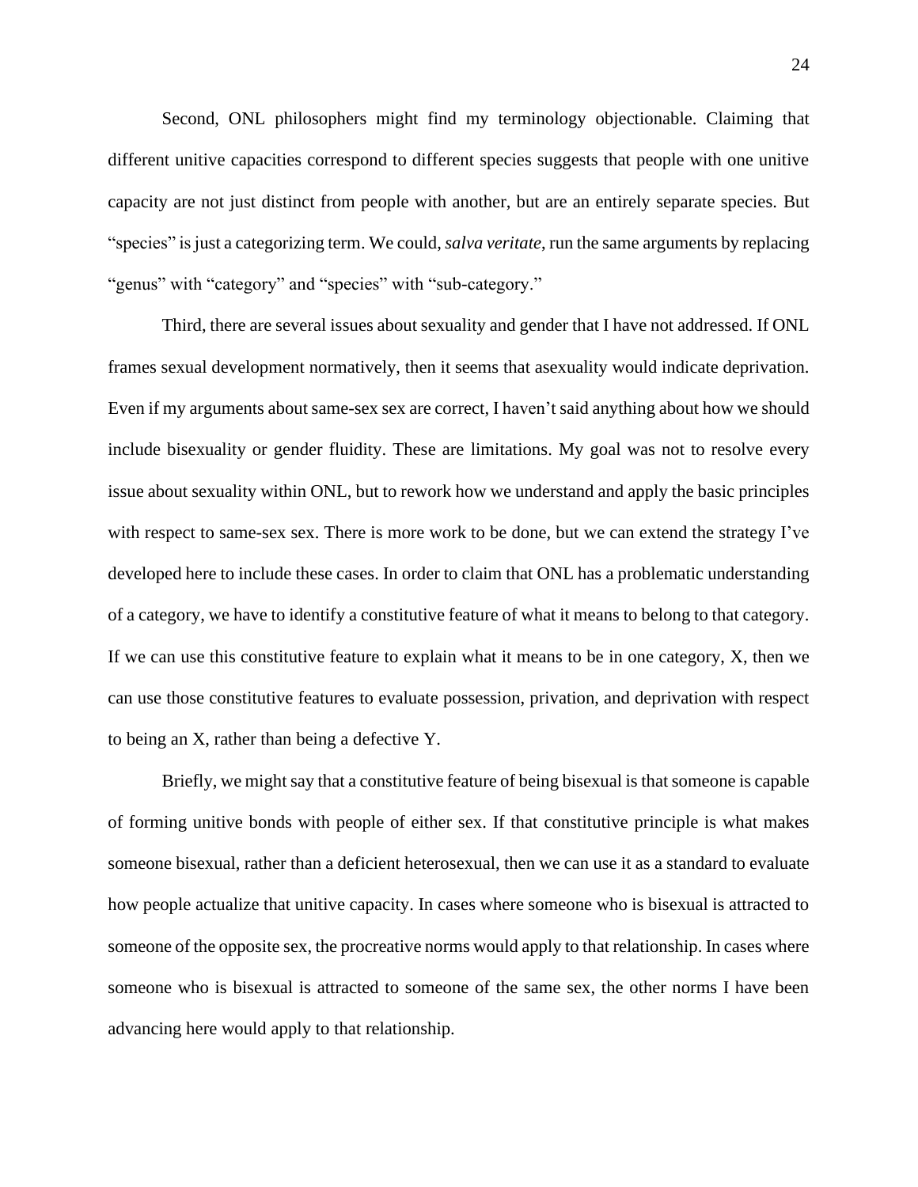Second, ONL philosophers might find my terminology objectionable. Claiming that different unitive capacities correspond to different species suggests that people with one unitive capacity are not just distinct from people with another, but are an entirely separate species. But "species" is just a categorizing term. We could, *salva veritate*, run the same arguments by replacing "genus" with "category" and "species" with "sub-category."

Third, there are several issues about sexuality and gender that I have not addressed. If ONL frames sexual development normatively, then it seems that asexuality would indicate deprivation. Even if my arguments about same-sex sex are correct, I haven't said anything about how we should include bisexuality or gender fluidity. These are limitations. My goal was not to resolve every issue about sexuality within ONL, but to rework how we understand and apply the basic principles with respect to same-sex sex. There is more work to be done, but we can extend the strategy I've developed here to include these cases. In order to claim that ONL has a problematic understanding of a category, we have to identify a constitutive feature of what it means to belong to that category. If we can use this constitutive feature to explain what it means to be in one category, X, then we can use those constitutive features to evaluate possession, privation, and deprivation with respect to being an X, rather than being a defective Y.

Briefly, we might say that a constitutive feature of being bisexual is that someone is capable of forming unitive bonds with people of either sex. If that constitutive principle is what makes someone bisexual, rather than a deficient heterosexual, then we can use it as a standard to evaluate how people actualize that unitive capacity. In cases where someone who is bisexual is attracted to someone of the opposite sex, the procreative norms would apply to that relationship. In cases where someone who is bisexual is attracted to someone of the same sex, the other norms I have been advancing here would apply to that relationship.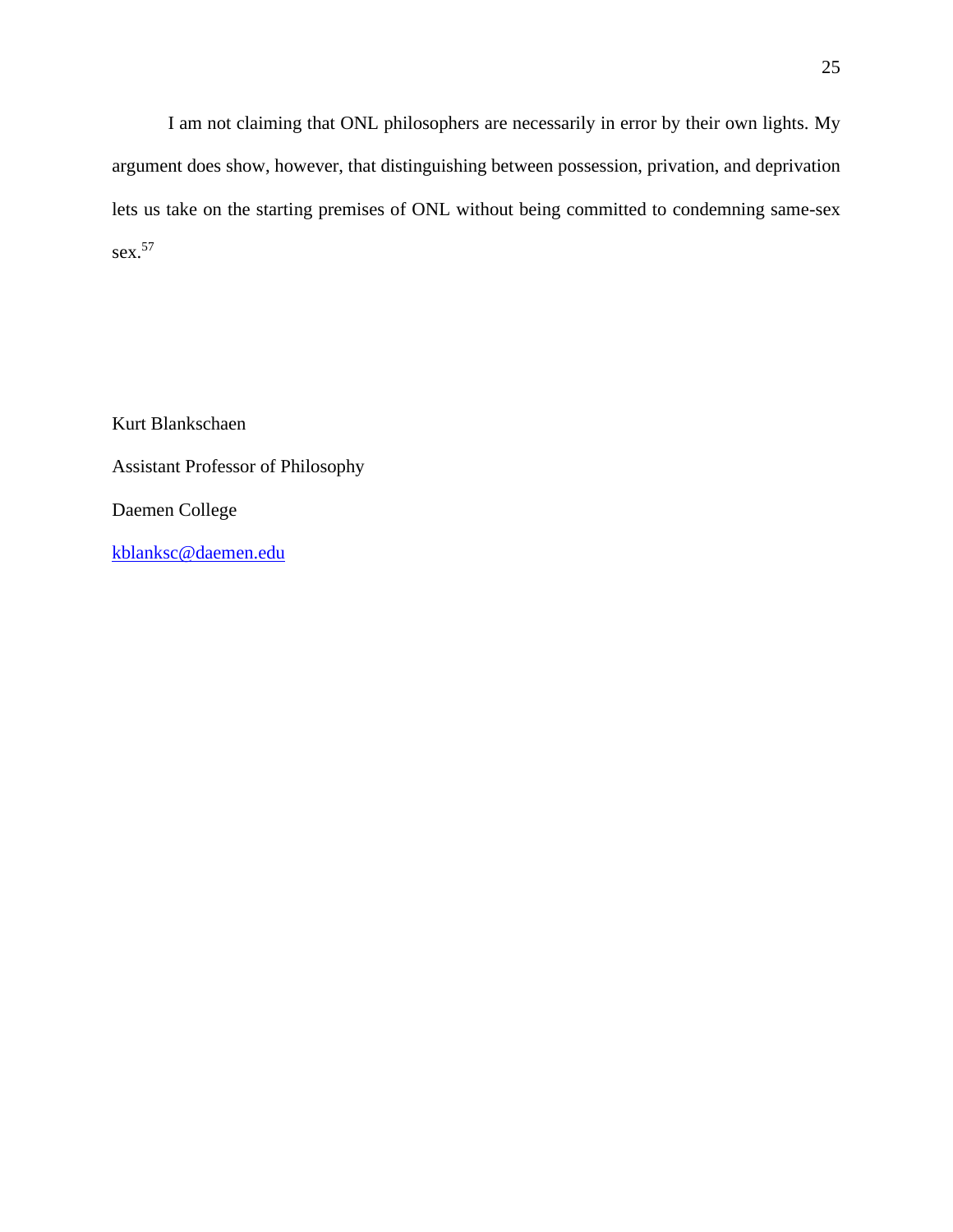I am not claiming that ONL philosophers are necessarily in error by their own lights. My argument does show, however, that distinguishing between possession, privation, and deprivation lets us take on the starting premises of ONL without being committed to condemning same-sex sex.[57]

Kurt Blankschaen

Assistant Professor of Philosophy

Daemen College

kblanksc@daemen.edu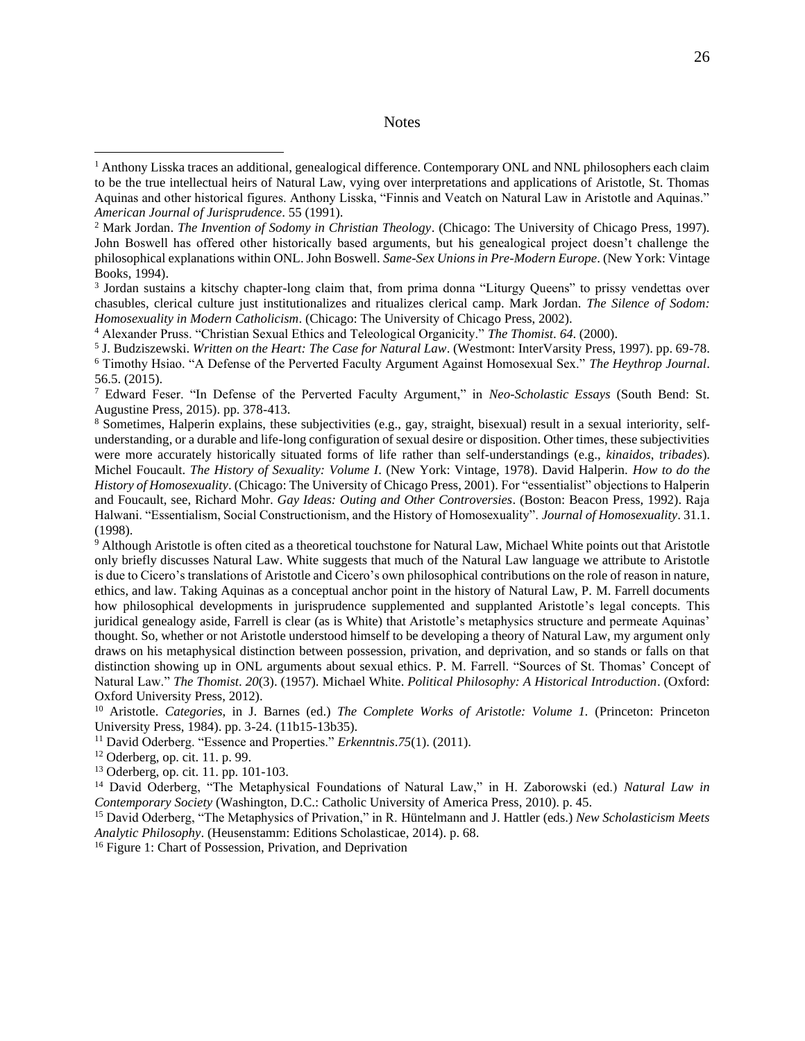# Notes

[1] Anthony Lisska traces an additional, genealogical difference. Contemporary ONL and NNL philosophers each claim to be the true intellectual heirs of Natural Law, vying over interpretations and applications of Aristotle, St. Thomas Aquinas and other historical figures. Anthony Lisska, "Finnis and Veatch on Natural Law in Aristotle and Aquinas." *American Journal of Jurisprudence*. 55 (1991).

[2] Mark Jordan. *The Invention of Sodomy in Christian Theology*. (Chicago: The University of Chicago Press, 1997). John Boswell has offered other historically based arguments, but his genealogical project doesn't challenge the philosophical explanations within ONL. John Boswell. *Same-Sex Unions in Pre-Modern Europe*. (New York: Vintage Books, 1994).

[3] Jordan sustains a kitschy chapter-long claim that, from prima donna "Liturgy Queens" to prissy vendettas over chasubles, clerical culture just institutionalizes and ritualizes clerical camp. Mark Jordan. *The Silence of Sodom: Homosexuality in Modern Catholicism*. (Chicago: The University of Chicago Press, 2002).

[4] Alexander Pruss. "Christian Sexual Ethics and Teleological Organicity." *The Thomist. 64*. (2000).

[5] J. Budziszewski. *Written on the Heart: The Case for Natural Law*. (Westmont: InterVarsity Press, 1997). pp. 69-78.

[6] Timothy Hsiao. "A Defense of the Perverted Faculty Argument Against Homosexual Sex." *The Heythrop Journal*. 56.5. (2015).

[7] Edward Feser. "In Defense of the Perverted Faculty Argument," in *Neo-Scholastic Essays* (South Bend: St. Augustine Press, 2015). pp. 378-413.

[8] Sometimes, Halperin explains, these subjectivities (e.g., gay, straight, bisexual) result in a sexual interiority, self-understanding, or a durable and life-long configuration of sexual desire or disposition. Other times, these subjectivities were more accurately historically situated forms of life rather than self-understandings (e.g., *kinaidos*, *tribades*). Michel Foucault. *The History of Sexuality: Volume I*. (New York: Vintage, 1978). David Halperin. *How to do the History of Homosexuality*. (Chicago: The University of Chicago Press, 2001). For "essentialist" objections to Halperin and Foucault, see, Richard Mohr. *Gay Ideas: Outing and Other Controversies*. (Boston: Beacon Press, 1992). Raja Halwani. "Essentialism, Social Constructionism, and the History of Homosexuality". *Journal of Homosexuality*. 31.1. (1998).

[9] Although Aristotle is often cited as a theoretical touchstone for Natural Law, Michael White points out that Aristotle only briefly discusses Natural Law. White suggests that much of the Natural Law language we attribute to Aristotle is due to Cicero's translations of Aristotle and Cicero's own philosophical contributions on the role of reason in nature, ethics, and law. Taking Aquinas as a conceptual anchor point in the history of Natural Law, P. M. Farrell documents how philosophical developments in jurisprudence supplemented and supplanted Aristotle's legal concepts. This juridical genealogy aside, Farrell is clear (as is White) that Aristotle's metaphysics structure and permeate Aquinas' thought. So, whether or not Aristotle understood himself to be developing a theory of Natural Law, my argument only draws on his metaphysical distinction between possession, privation, and deprivation, and so stands or falls on that distinction showing up in ONL arguments about sexual ethics. P. M. Farrell. "Sources of St. Thomas' Concept of Natural Law." *The Thomist. 20*(3). (1957). Michael White. *Political Philosophy: A Historical Introduction*. (Oxford: Oxford University Press, 2012).

[10] Aristotle. *Categories*, in J. Barnes (ed.) *The Complete Works of Aristotle: Volume 1.* (Princeton: Princeton University Press, 1984). pp. 3-24. (11b15-13b35).

[11] David Oderberg. "Essence and Properties." *Erkenntnis*.*75*(1). (2011).

[12] Oderberg, op. cit. 11. p. 99.

[13] Oderberg, op. cit. 11. pp. 101-103.

[14] David Oderberg, "The Metaphysical Foundations of Natural Law," in H. Zaborowski (ed.) *Natural Law in Contemporary Society* (Washington, D.C.: Catholic University of America Press, 2010). p. 45.

[15] David Oderberg, "The Metaphysics of Privation," in R. Hüntelmann and J. Hattler (eds.) *New Scholasticism Meets Analytic Philosophy*. (Heusenstamm: Editions Scholasticae, 2014). p. 68.

[16] Figure 1: Chart of Possession, Privation, and Deprivation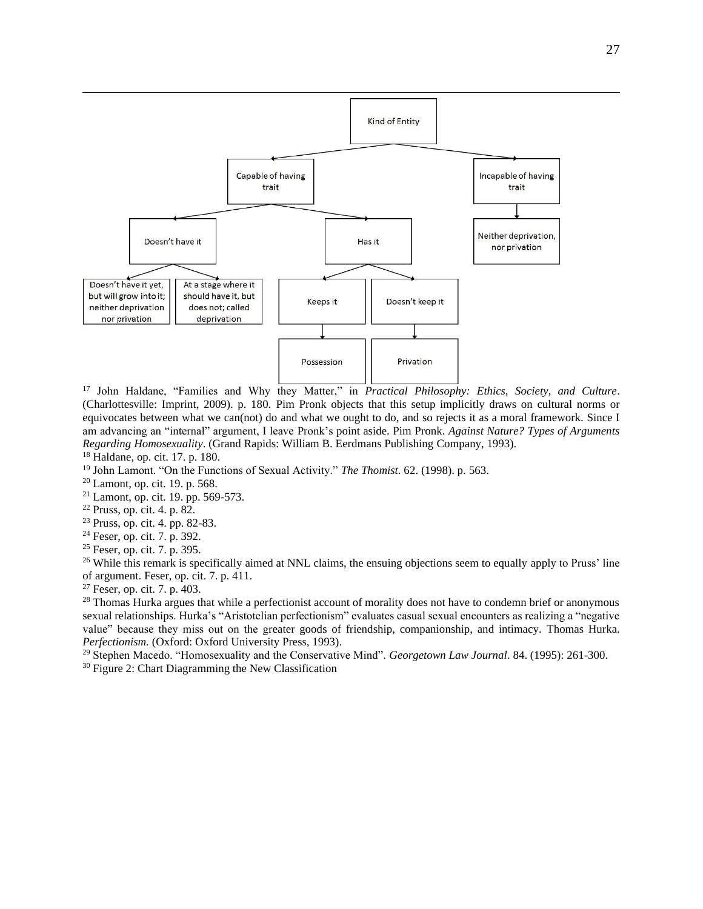- Kind of Entity
  - Capable of having trait
    - Doesn't have it
      - Doesn't have it yet, but will grow into it; neither deprivation nor privation
      - At a stage where it should have it, but does not; called deprivation
    - Has it
      - Keeps it → Possession
      - Doesn't keep it → Privation
  - Incapable of having trait → Neither deprivation, nor privation

[17] John Haldane, "Families and Why they Matter," in *Practical Philosophy: Ethics, Society, and Culture*. (Charlottesville: Imprint, 2009). p. 180. Pim Pronk objects that this setup implicitly draws on cultural norms or equivocates between what we can(not) do and what we ought to do, and so rejects it as a moral framework. Since I am advancing an "internal" argument, I leave Pronk's point aside. Pim Pronk. *Against Nature? Types of Arguments Regarding Homosexuality*. (Grand Rapids: William B. Eerdmans Publishing Company, 1993).

[18] Haldane, op. cit. 17. p. 180.

[19] John Lamont. "On the Functions of Sexual Activity." *The Thomist*. 62. (1998). p. 563.

[20] Lamont, op. cit. 19. p. 568.

[21] Lamont, op. cit. 19. pp. 569-573.

[22] Pruss, op. cit. 4. p. 82.

[23] Pruss, op. cit. 4. pp. 82-83.

[24] Feser, op. cit. 7. p. 392.

[25] Feser, op. cit. 7. p. 395.

[26] While this remark is specifically aimed at NNL claims, the ensuing objections seem to equally apply to Pruss' line of argument. Feser, op. cit. 7. p. 411.

[27] Feser, op. cit. 7. p. 403.

[28] Thomas Hurka argues that while a perfectionist account of morality does not have to condemn brief or anonymous sexual relationships. Hurka's "Aristotelian perfectionism" evaluates casual sexual encounters as realizing a "negative value" because they miss out on the greater goods of friendship, companionship, and intimacy. Thomas Hurka. *Perfectionism*. (Oxford: Oxford University Press, 1993).

[29] Stephen Macedo. "Homosexuality and the Conservative Mind". *Georgetown Law Journal*. 84. (1995): 261-300.

[30] Figure 2: Chart Diagramming the New Classification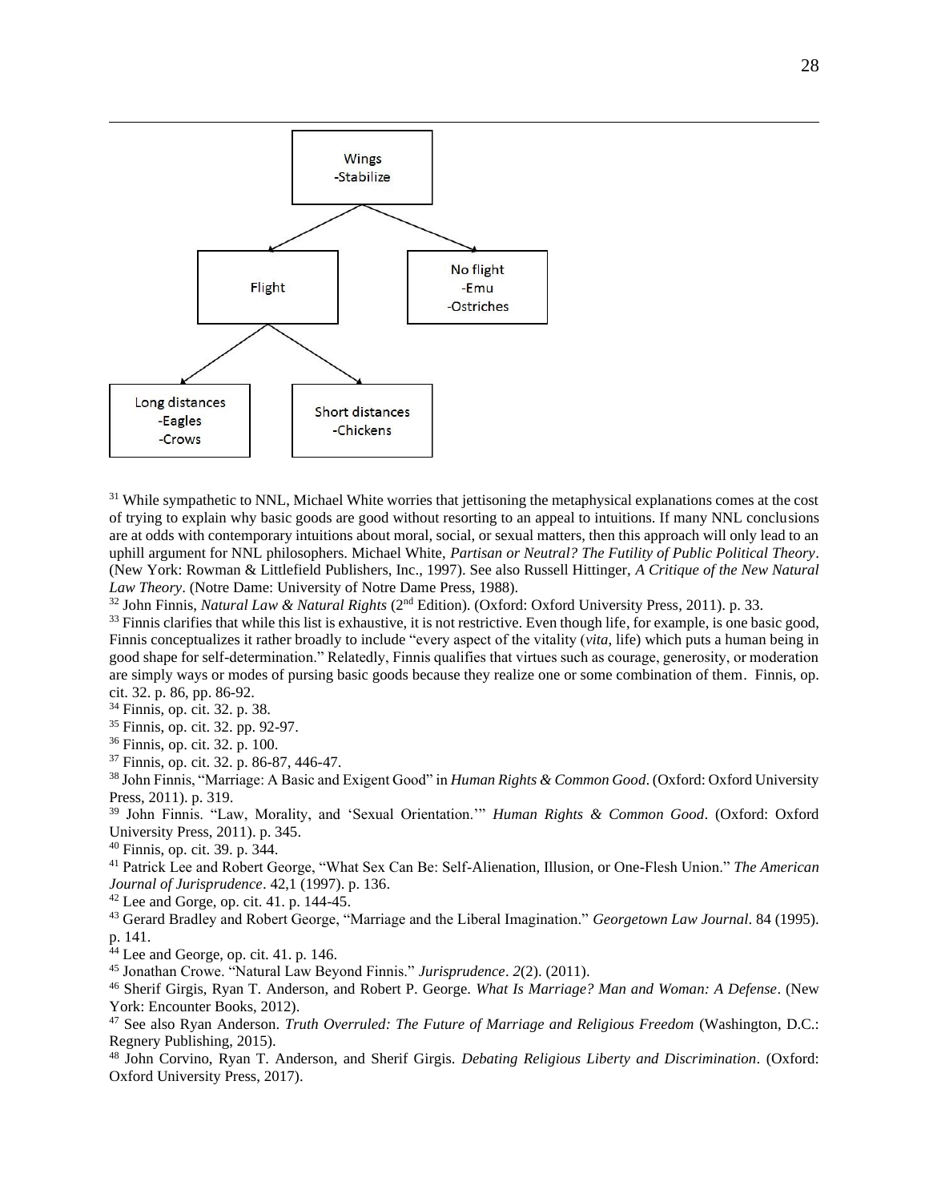- Wings
  - -Stabilize
  - Flight
    - Long distances
      - -Eagles
      - -Crows
    - Short distances
      - -Chickens
  - No flight
    - -Emu
    - -Ostriches

---

[31] While sympathetic to NNL, Michael White worries that jettisoning the metaphysical explanations comes at the cost of trying to explain why basic goods are good without resorting to an appeal to intuitions. If many NNL conclusions are at odds with contemporary intuitions about moral, social, or sexual matters, then this approach will only lead to an uphill argument for NNL philosophers. Michael White, *Partisan or Neutral? The Futility of Public Political Theory*. (New York: Rowman & Littlefield Publishers, Inc., 1997). See also Russell Hittinger, *A Critique of the New Natural Law Theory*. (Notre Dame: University of Notre Dame Press, 1988).

[32] John Finnis, *Natural Law & Natural Rights* (2nd Edition). (Oxford: Oxford University Press, 2011). p. 33.

[33] Finnis clarifies that while this list is exhaustive, it is not restrictive. Even though life, for example, is one basic good, Finnis conceptualizes it rather broadly to include "every aspect of the vitality (*vita*, life) which puts a human being in good shape for self-determination." Relatedly, Finnis qualifies that virtues such as courage, generosity, or moderation are simply ways or modes of pursing basic goods because they realize one or some combination of them. Finnis, op. cit. 32. p. 86, pp. 86-92.

[34] Finnis, op. cit. 32. p. 38.

[35] Finnis, op. cit. 32. pp. 92-97.

[36] Finnis, op. cit. 32. p. 100.

[37] Finnis, op. cit. 32. p. 86-87, 446-47.

[38] John Finnis, "Marriage: A Basic and Exigent Good" in *Human Rights & Common Good*. (Oxford: Oxford University Press, 2011). p. 319.

[39] John Finnis. "Law, Morality, and 'Sexual Orientation.'" *Human Rights & Common Good*. (Oxford: Oxford University Press, 2011). p. 345.

[40] Finnis, op. cit. 39. p. 344.

[41] Patrick Lee and Robert George, "What Sex Can Be: Self-Alienation, Illusion, or One-Flesh Union." *The American Journal of Jurisprudence*. 42,1 (1997). p. 136.

[42] Lee and Gorge, op. cit. 41. p. 144-45.

[43] Gerard Bradley and Robert George, "Marriage and the Liberal Imagination." *Georgetown Law Journal*. 84 (1995). p. 141.

[44] Lee and George, op. cit. 41. p. 146.

[45] Jonathan Crowe. "Natural Law Beyond Finnis." *Jurisprudence*. *2*(2). (2011).

[46] Sherif Girgis, Ryan T. Anderson, and Robert P. George. *What Is Marriage? Man and Woman: A Defense*. (New York: Encounter Books, 2012).

[47] See also Ryan Anderson. *Truth Overruled: The Future of Marriage and Religious Freedom* (Washington, D.C.: Regnery Publishing, 2015).

[48] John Corvino, Ryan T. Anderson, and Sherif Girgis. *Debating Religious Liberty and Discrimination*. (Oxford: Oxford University Press, 2017).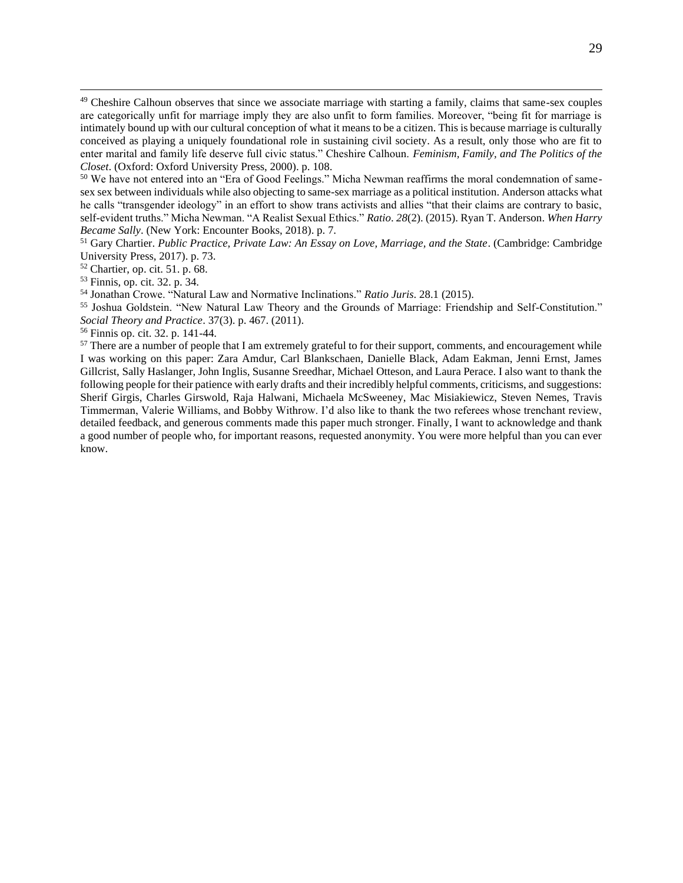[49] Cheshire Calhoun observes that since we associate marriage with starting a family, claims that same-sex couples are categorically unfit for marriage imply they are also unfit to form families. Moreover, "being fit for marriage is intimately bound up with our cultural conception of what it means to be a citizen. This is because marriage is culturally conceived as playing a uniquely foundational role in sustaining civil society. As a result, only those who are fit to enter marital and family life deserve full civic status." Cheshire Calhoun. *Feminism, Family, and The Politics of the Closet*. (Oxford: Oxford University Press, 2000). p. 108.

[50] We have not entered into an "Era of Good Feelings." Micha Newman reaffirms the moral condemnation of same-sex sex between individuals while also objecting to same-sex marriage as a political institution. Anderson attacks what he calls "transgender ideology" in an effort to show trans activists and allies "that their claims are contrary to basic, self-evident truths." Micha Newman. "A Realist Sexual Ethics." *Ratio*. *28*(2). (2015). Ryan T. Anderson. *When Harry Became Sally*. (New York: Encounter Books, 2018). p. 7.

[51] Gary Chartier. *Public Practice, Private Law: An Essay on Love, Marriage, and the State*. (Cambridge: Cambridge University Press, 2017). p. 73.

[52] Chartier, op. cit. 51. p. 68.

[53] Finnis, op. cit. 32. p. 34.

[54] Jonathan Crowe. "Natural Law and Normative Inclinations." *Ratio Juris*. 28.1 (2015).

[55] Joshua Goldstein. "New Natural Law Theory and the Grounds of Marriage: Friendship and Self-Constitution." *Social Theory and Practice*. 37(3). p. 467. (2011).

[56] Finnis op. cit. 32. p. 141-44.

[57] There are a number of people that I am extremely grateful to for their support, comments, and encouragement while I was working on this paper: Zara Amdur, Carl Blankschaen, Danielle Black, Adam Eakman, Jenni Ernst, James Gillcrist, Sally Haslanger, John Inglis, Susanne Sreedhar, Michael Otteson, and Laura Perace. I also want to thank the following people for their patience with early drafts and their incredibly helpful comments, criticisms, and suggestions: Sherif Girgis, Charles Girswold, Raja Halwani, Michaela McSweeney, Mac Misiakiewicz, Steven Nemes, Travis Timmerman, Valerie Williams, and Bobby Withrow. I'd also like to thank the two referees whose trenchant review, detailed feedback, and generous comments made this paper much stronger. Finally, I want to acknowledge and thank a good number of people who, for important reasons, requested anonymity. You were more helpful than you can ever know.